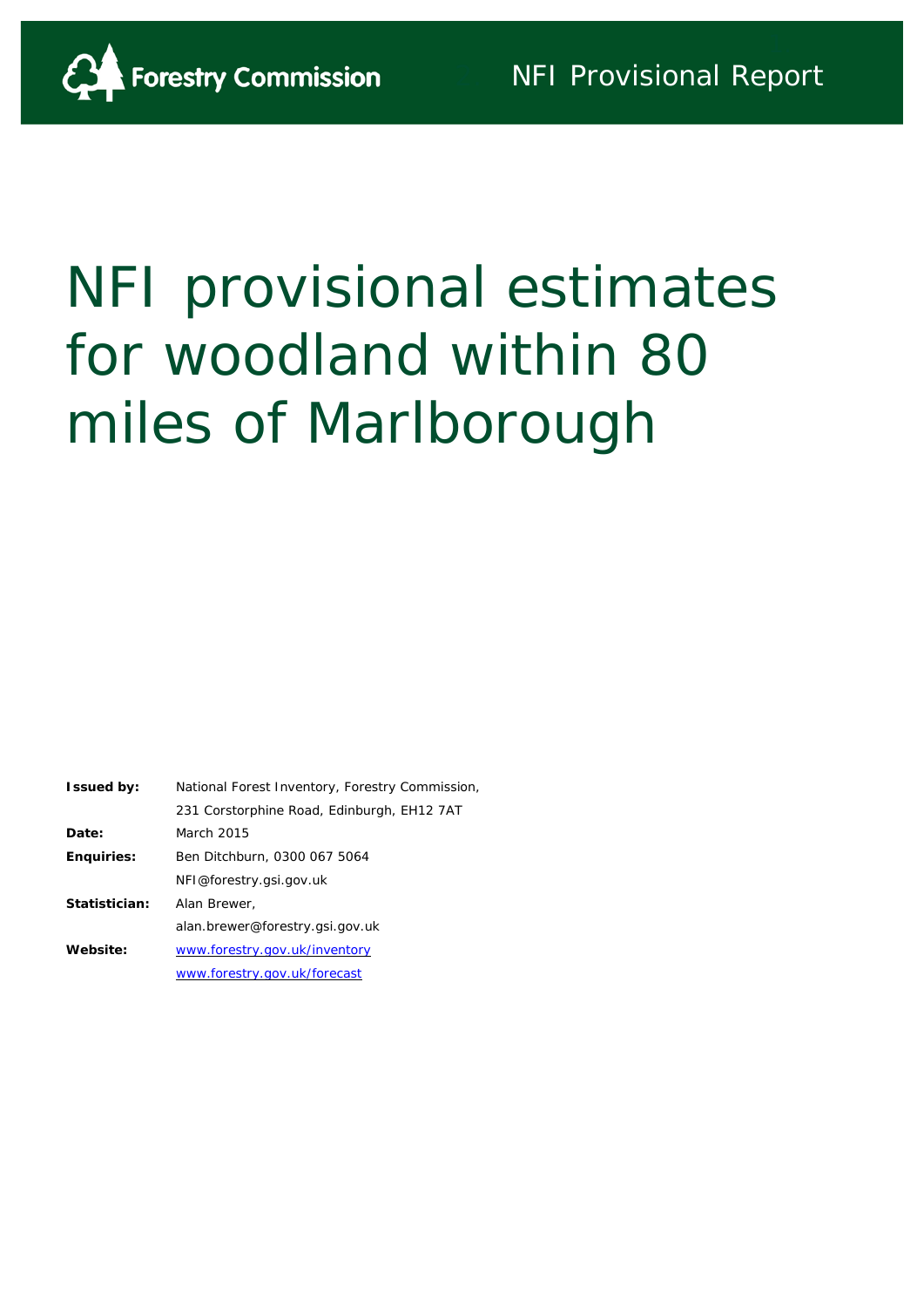Forestry Commission

NFI Provisional Report

# NFI provisional estimates for woodland within 80 miles of Marlborough

| | |
|---|---|
| **Issued by:** | National Forest Inventory, Forestry Commission, |
| | 231 Corstorphine Road, Edinburgh, EH12 7AT |
| **Date:** | March 2015 |
| **Enquiries:** | Ben Ditchburn, 0300 067 5064 |
| | NFI@forestry.gsi.gov.uk |
| **Statistician:** | Alan Brewer, |
| | alan.brewer@forestry.gsi.gov.uk |
| **Website:** | www.forestry.gov.uk/inventory |
| | www.forestry.gov.uk/forecast |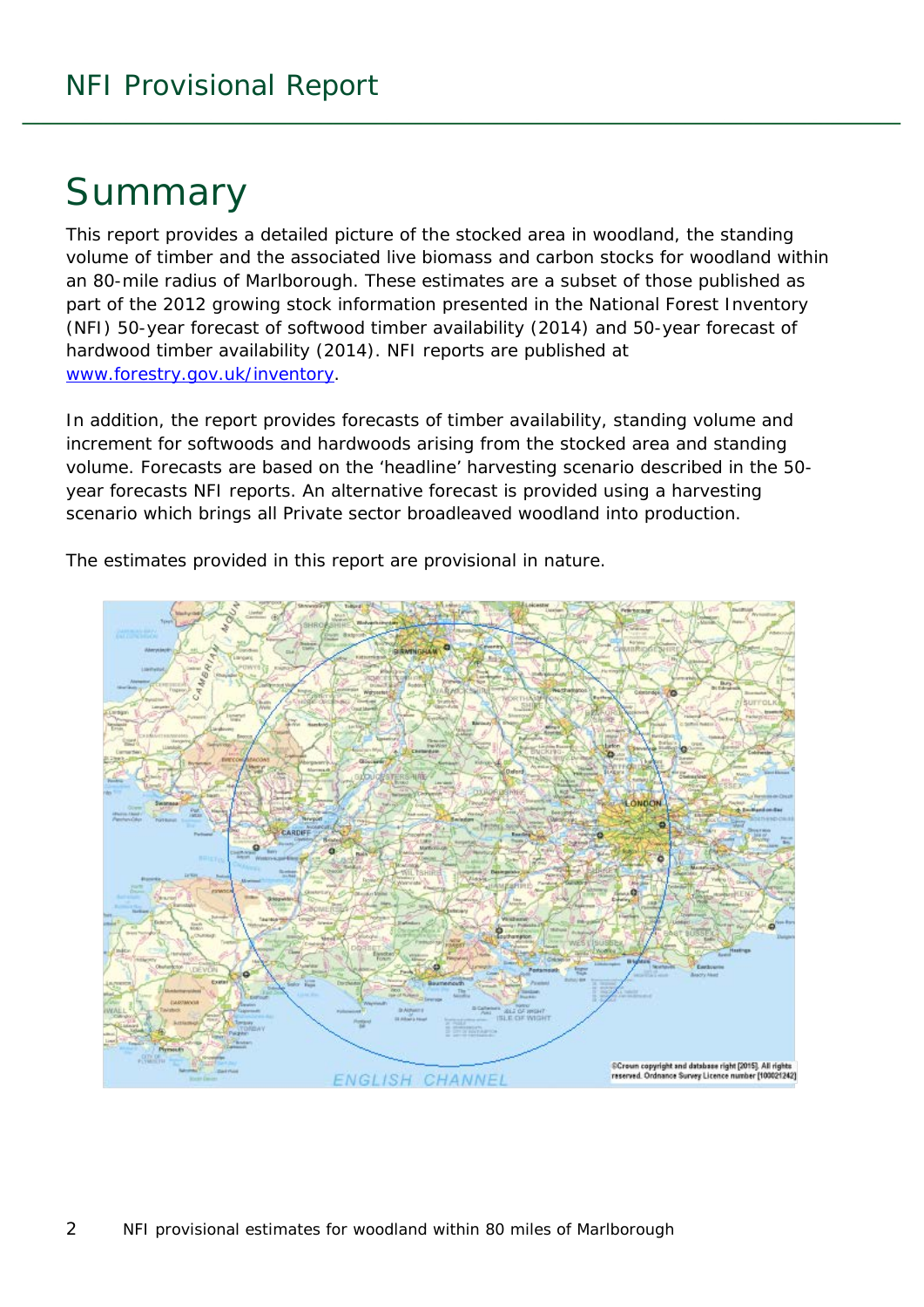# Summary

This report provides a detailed picture of the stocked area in woodland, the standing volume of timber and the associated live biomass and carbon stocks for woodland within an 80-mile radius of Marlborough. These estimates are a subset of those published as part of the 2012 growing stock information presented in the National Forest Inventory (NFI) 50-year forecast of softwood timber availability (2014) and 50-year forecast of hardwood timber availability (2014). NFI reports are published at www.forestry.gov.uk/inventory.

In addition, the report provides forecasts of timber availability, standing volume and increment for softwoods and hardwoods arising from the stocked area and standing volume. Forecasts are based on the 'headline' harvesting scenario described in the 50-year forecasts NFI reports. An alternative forecast is provided using a harvesting scenario which brings all Private sector broadleaved woodland into production.

The estimates provided in this report are provisional in nature.

©Crown copyright and database right [2015]. All rights reserved. Ordnance Survey Licence number [100021242]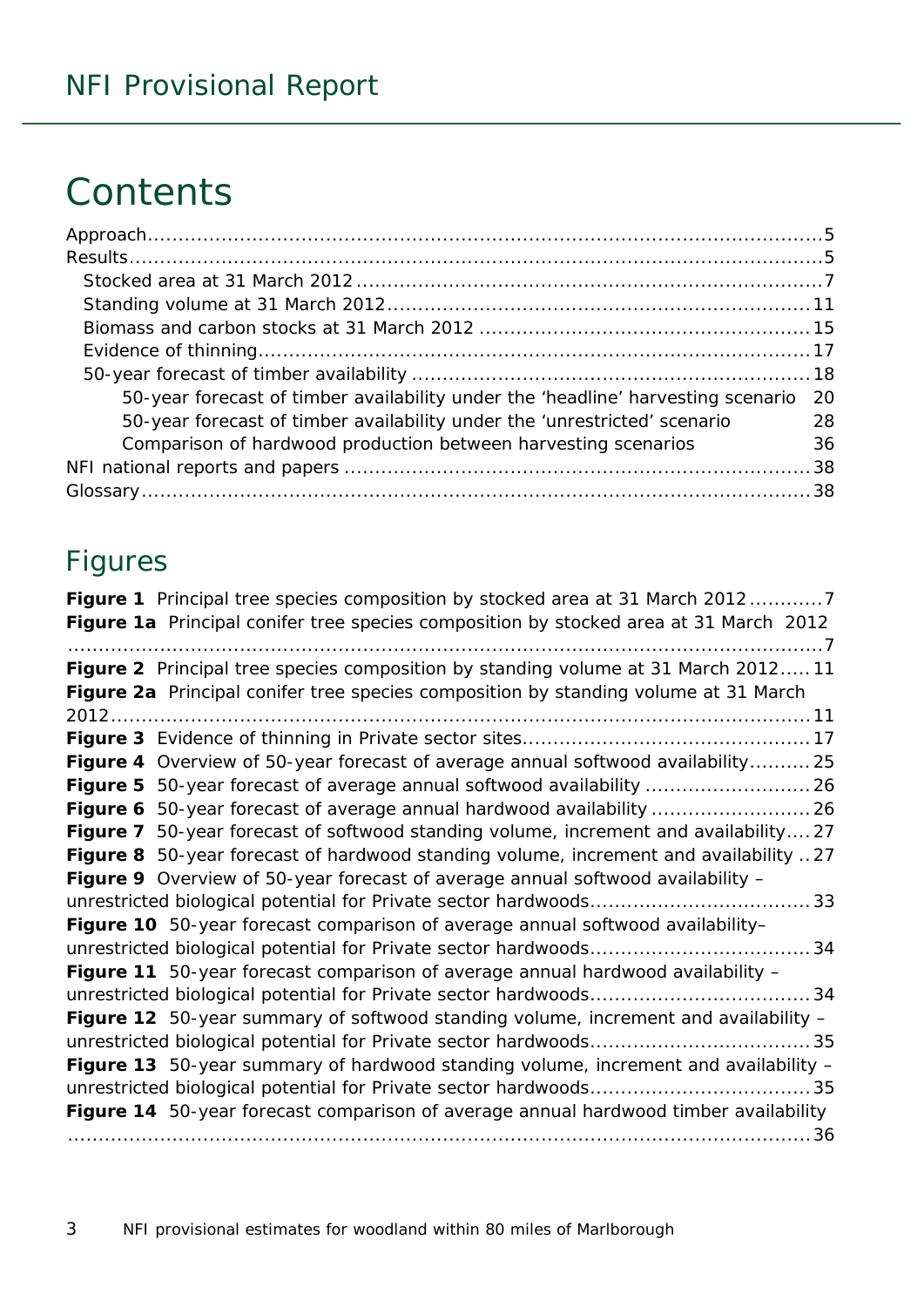# Contents

Approach ....................................................................................................... 5
Results ........................................................................................................... 5
  Stocked area at 31 March 2012 ................................................................... 7
  Standing volume at 31 March 2012 ............................................................ 11
  Biomass and carbon stocks at 31 March 2012 ............................................. 15
  Evidence of thinning .................................................................................. 17
  50-year forecast of timber availability ........................................................ 18
    50-year forecast of timber availability under the 'headline' harvesting scenario 20
    50-year forecast of timber availability under the 'unrestricted' scenario 28
    Comparison of hardwood production between harvesting scenarios 36
NFI national reports and papers .................................................................... 38
Glossary ........................................................................................................ 38

## Figures

**Figure 1** Principal tree species composition by stocked area at 31 March 2012 ............ 7
**Figure 1a** Principal conifer tree species composition by stocked area at 31 March 2012 ........................................................................................................................ 7
**Figure 2** Principal tree species composition by standing volume at 31 March 2012 ..... 11
**Figure 2a** Principal conifer tree species composition by standing volume at 31 March 2012 ........................................................................................................................ 11
**Figure 3** Evidence of thinning in Private sector sites ............................................. 17
**Figure 4** Overview of 50-year forecast of average annual softwood availability .......... 25
**Figure 5** 50-year forecast of average annual softwood availability .......................... 26
**Figure 6** 50-year forecast of average annual hardwood availability ......................... 26
**Figure 7** 50-year forecast of softwood standing volume, increment and availability .... 27
**Figure 8** 50-year forecast of hardwood standing volume, increment and availability .. 27
**Figure 9** Overview of 50-year forecast of average annual softwood availability – unrestricted biological potential for Private sector hardwoods ................................... 33
**Figure 10** 50-year forecast comparison of average annual softwood availability– unrestricted biological potential for Private sector hardwoods ................................... 34
**Figure 11** 50-year forecast comparison of average annual hardwood availability – unrestricted biological potential for Private sector hardwoods ................................... 34
**Figure 12** 50-year summary of softwood standing volume, increment and availability – unrestricted biological potential for Private sector hardwoods ................................... 35
**Figure 13** 50-year summary of hardwood standing volume, increment and availability – unrestricted biological potential for Private sector hardwoods ................................... 35
**Figure 14** 50-year forecast comparison of average annual hardwood timber availability ........................................................................................................................ 36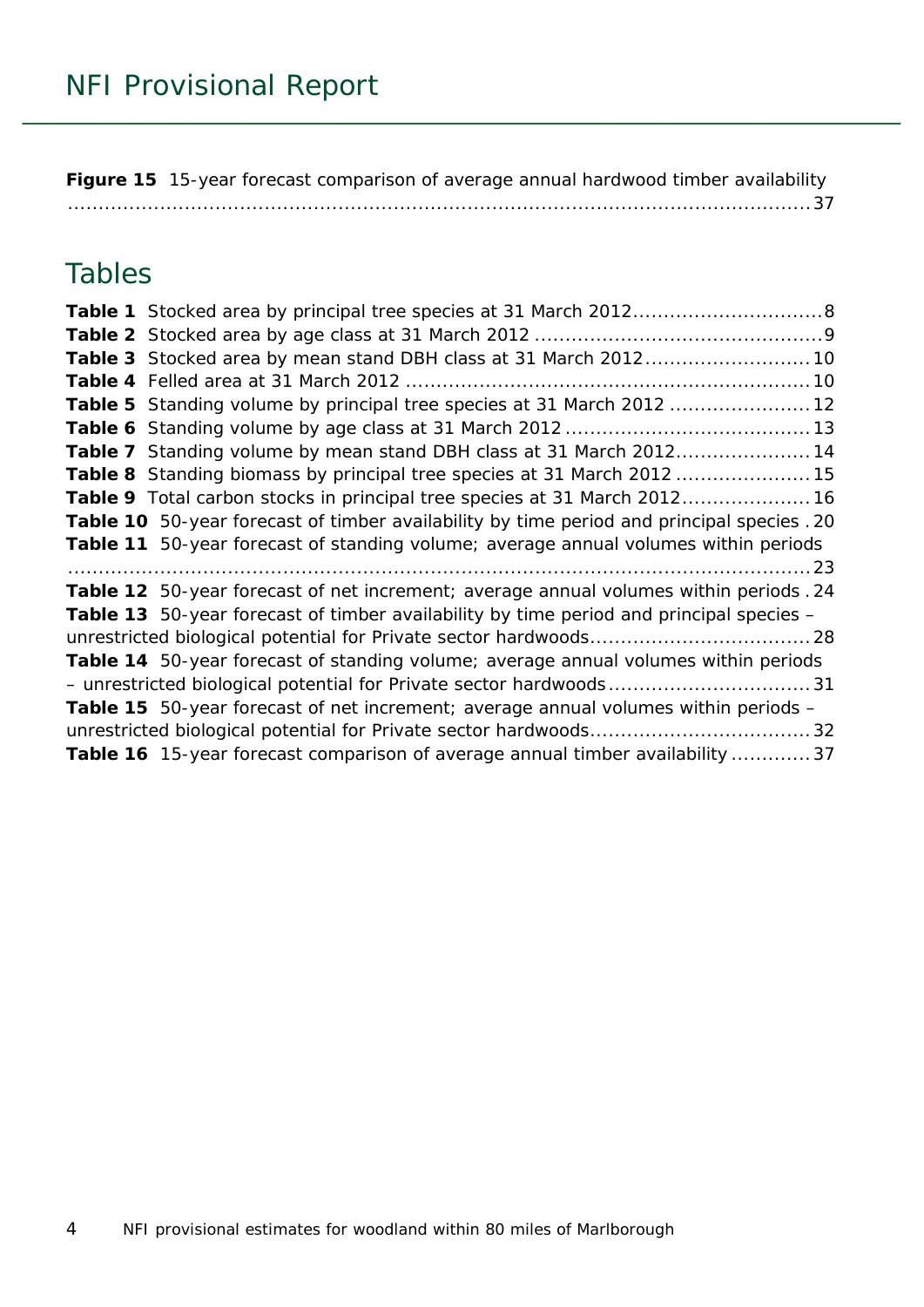**Figure 15** 15-year forecast comparison of average annual hardwood timber availability ....................................................................................................................37

## Tables

**Table 1** Stocked area by principal tree species at 31 March 2012..............................8
**Table 2** Stocked area by age class at 31 March 2012 ..............................................9
**Table 3** Stocked area by mean stand DBH class at 31 March 2012..........................10
**Table 4** Felled area at 31 March 2012 .................................................................10
**Table 5** Standing volume by principal tree species at 31 March 2012 ......................12
**Table 6** Standing volume by age class at 31 March 2012 .......................................13
**Table 7** Standing volume by mean stand DBH class at 31 March 2012.....................14
**Table 8** Standing biomass by principal tree species at 31 March 2012 .....................15
**Table 9** Total carbon stocks in principal tree species at 31 March 2012....................16
**Table 10** 50-year forecast of timber availability by time period and principal species . 20
**Table 11** 50-year forecast of standing volume; average annual volumes within periods ....................................................................................................................23
**Table 12** 50-year forecast of net increment; average annual volumes within periods . 24
**Table 13** 50-year forecast of timber availability by time period and principal species – unrestricted biological potential for Private sector hardwoods...................................28
**Table 14** 50-year forecast of standing volume; average annual volumes within periods – unrestricted biological potential for Private sector hardwoods................................31
**Table 15** 50-year forecast of net increment; average annual volumes within periods – unrestricted biological potential for Private sector hardwoods...................................32
**Table 16** 15-year forecast comparison of average annual timber availability .............37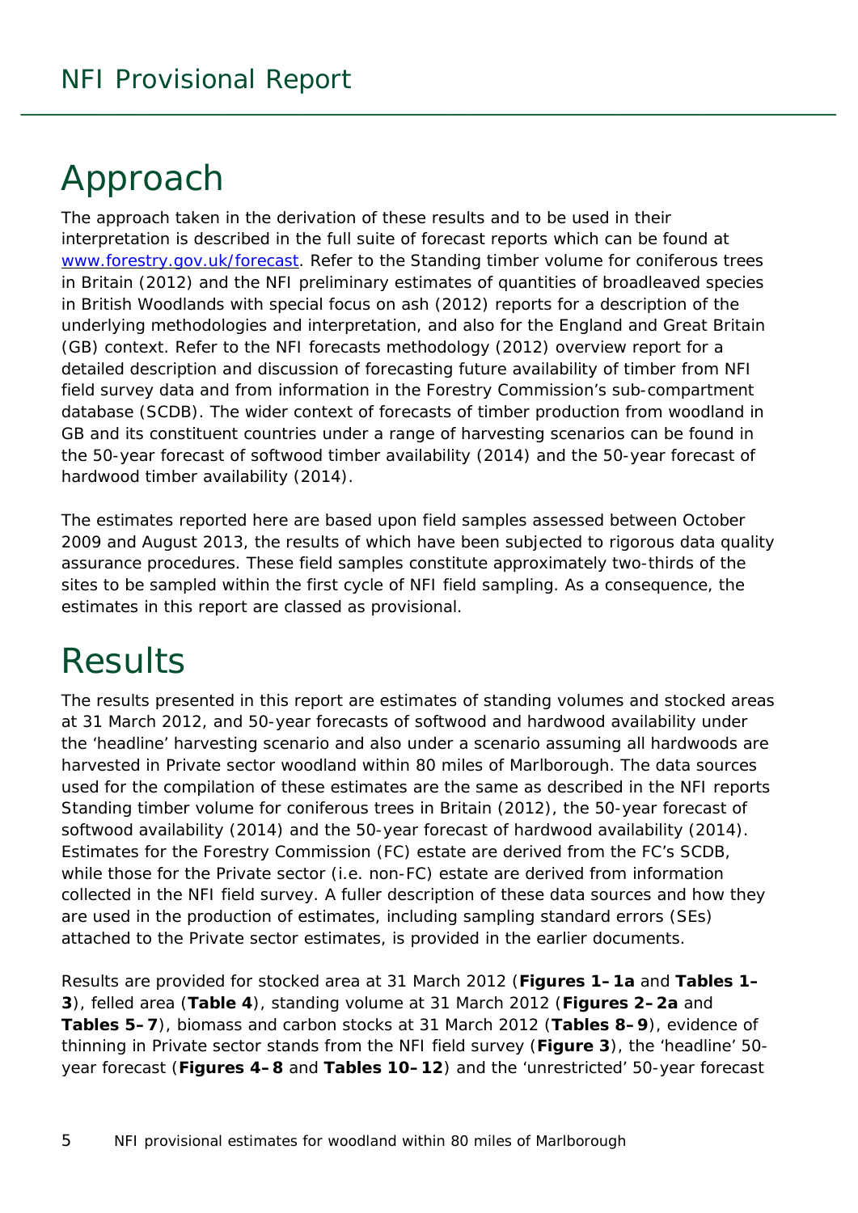# Approach

The approach taken in the derivation of these results and to be used in their interpretation is described in the full suite of forecast reports which can be found at [www.forestry.gov.uk/forecast](www.forestry.gov.uk/forecast). Refer to the Standing timber volume for coniferous trees in Britain (2012) and the NFI preliminary estimates of quantities of broadleaved species in British Woodlands with special focus on ash (2012) reports for a description of the underlying methodologies and interpretation, and also for the England and Great Britain (GB) context. Refer to the NFI forecasts methodology (2012) overview report for a detailed description and discussion of forecasting future availability of timber from NFI field survey data and from information in the Forestry Commission's sub-compartment database (SCDB). The wider context of forecasts of timber production from woodland in GB and its constituent countries under a range of harvesting scenarios can be found in the 50-year forecast of softwood timber availability (2014) and the 50-year forecast of hardwood timber availability (2014).

The estimates reported here are based upon field samples assessed between October 2009 and August 2013, the results of which have been subjected to rigorous data quality assurance procedures. These field samples constitute approximately two-thirds of the sites to be sampled within the first cycle of NFI field sampling. As a consequence, the estimates in this report are classed as provisional.

# Results

The results presented in this report are estimates of standing volumes and stocked areas at 31 March 2012, and 50-year forecasts of softwood and hardwood availability under the 'headline' harvesting scenario and also under a scenario assuming all hardwoods are harvested in Private sector woodland within 80 miles of Marlborough. The data sources used for the compilation of these estimates are the same as described in the NFI reports Standing timber volume for coniferous trees in Britain (2012), the 50-year forecast of softwood availability (2014) and the 50-year forecast of hardwood availability (2014). Estimates for the Forestry Commission (FC) estate are derived from the FC's SCDB, while those for the Private sector (i.e. non-FC) estate are derived from information collected in the NFI field survey. A fuller description of these data sources and how they are used in the production of estimates, including sampling standard errors (SEs) attached to the Private sector estimates, is provided in the earlier documents.

Results are provided for stocked area at 31 March 2012 (**Figures 1–1a** and **Tables 1–3**), felled area (**Table 4**), standing volume at 31 March 2012 (**Figures 2–2a** and **Tables 5–7**), biomass and carbon stocks at 31 March 2012 (**Tables 8–9**), evidence of thinning in Private sector stands from the NFI field survey (**Figure 3**), the 'headline' 50-year forecast (**Figures 4–8** and **Tables 10–12**) and the 'unrestricted' 50-year forecast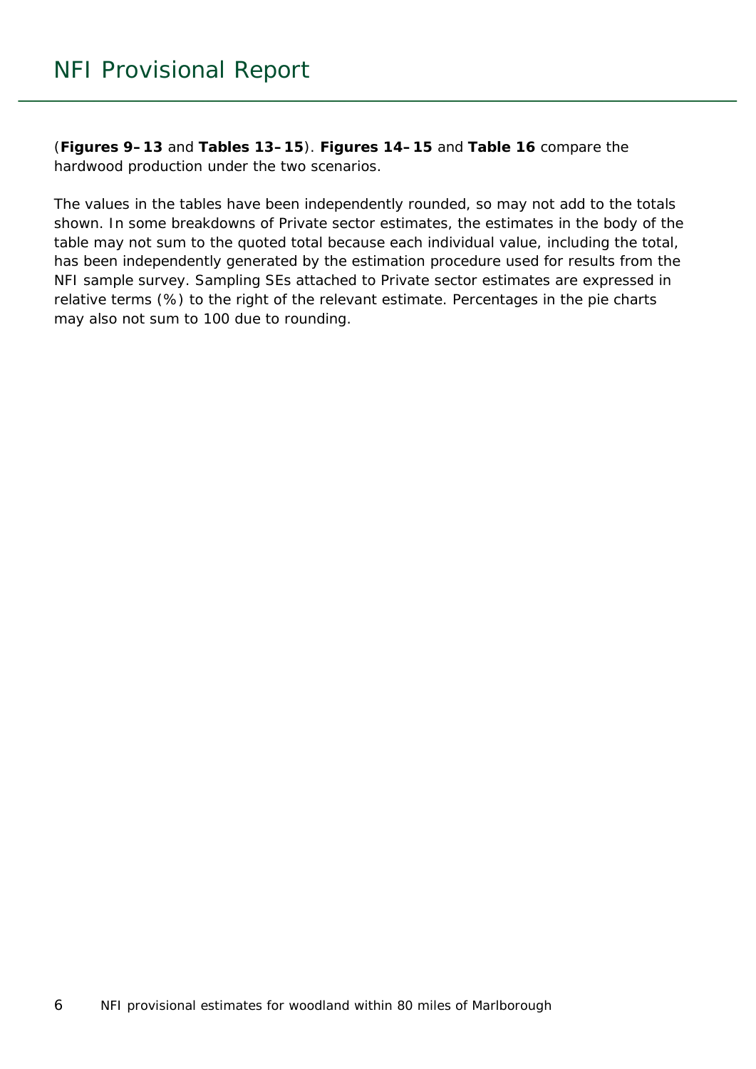(**Figures 9–13** and **Tables 13–15**). **Figures 14–15** and **Table 16** compare the hardwood production under the two scenarios.

The values in the tables have been independently rounded, so may not add to the totals shown. In some breakdowns of Private sector estimates, the estimates in the body of the table may not sum to the quoted total because each individual value, including the total, has been independently generated by the estimation procedure used for results from the NFI sample survey. Sampling SEs attached to Private sector estimates are expressed in relative terms (%) to the right of the relevant estimate. Percentages in the pie charts may also not sum to 100 due to rounding.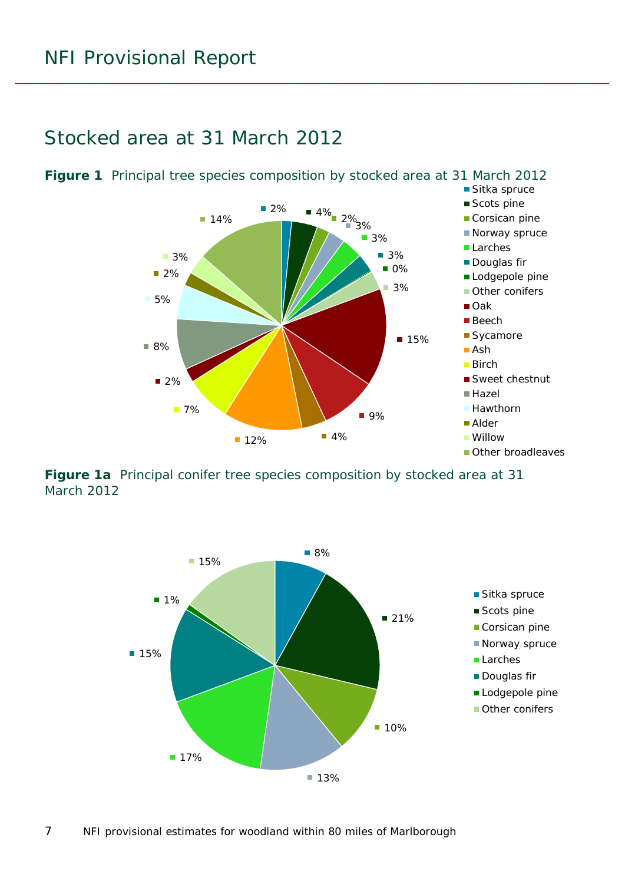## Stocked area at 31 March 2012

**Figure 1** Principal tree species composition by stocked area at 31 March 2012

| Species | % |
|---|---|
| Sitka spruce | 2% |
| Scots pine | 4% |
| Corsican pine | 2% |
| Norway spruce | 3% |
| Larches | 3% |
| Douglas fir | 3% |
| Lodgepole pine | 0% |
| Other conifers | 3% |
| Oak | 15% |
| Beech | 9% |
| Sycamore | 4% |
| Ash | 12% |
| Birch | 7% |
| Sweet chestnut | 2% |
| Hazel | 8% |
| Hawthorn | 5% |
| Alder | 2% |
| Willow | 3% |
| Other broadleaves | 14% |

**Figure 1a** Principal conifer tree species composition by stocked area at 31 March 2012

| Species | % |
|---|---|
| Sitka spruce | 8% |
| Scots pine | 21% |
| Corsican pine | 10% |
| Norway spruce | 13% |
| Larches | 17% |
| Douglas fir | 15% |
| Lodgepole pine | 1% |
| Other conifers | 15% |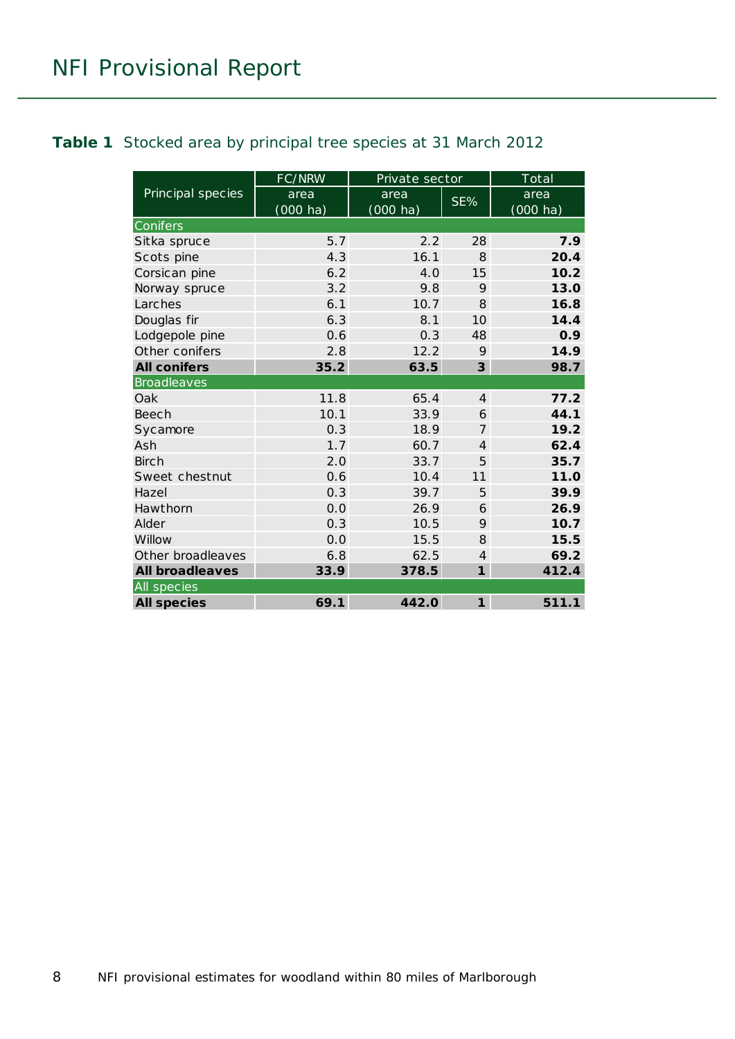**Table 1** Stocked area by principal tree species at 31 March 2012

| Principal species | FC/NRW | Private sector | | Total |
|---|---|---|---|---|
| | area (000 ha) | area (000 ha) | SE% | area (000 ha) |
| Conifers | | | | |
| Sitka spruce | 5.7 | 2.2 | 28 | **7.9** |
| Scots pine | 4.3 | 16.1 | 8 | **20.4** |
| Corsican pine | 6.2 | 4.0 | 15 | **10.2** |
| Norway spruce | 3.2 | 9.8 | 9 | **13.0** |
| Larches | 6.1 | 10.7 | 8 | **16.8** |
| Douglas fir | 6.3 | 8.1 | 10 | **14.4** |
| Lodgepole pine | 0.6 | 0.3 | 48 | **0.9** |
| Other conifers | 2.8 | 12.2 | 9 | **14.9** |
| **All conifers** | **35.2** | **63.5** | **3** | **98.7** |
| Broadleaves | | | | |
| Oak | 11.8 | 65.4 | 4 | **77.2** |
| Beech | 10.1 | 33.9 | 6 | **44.1** |
| Sycamore | 0.3 | 18.9 | 7 | **19.2** |
| Ash | 1.7 | 60.7 | 4 | **62.4** |
| Birch | 2.0 | 33.7 | 5 | **35.7** |
| Sweet chestnut | 0.6 | 10.4 | 11 | **11.0** |
| Hazel | 0.3 | 39.7 | 5 | **39.9** |
| Hawthorn | 0.0 | 26.9 | 6 | **26.9** |
| Alder | 0.3 | 10.5 | 9 | **10.7** |
| Willow | 0.0 | 15.5 | 8 | **15.5** |
| Other broadleaves | 6.8 | 62.5 | 4 | **69.2** |
| **All broadleaves** | **33.9** | **378.5** | **1** | **412.4** |
| All species | | | | |
| **All species** | **69.1** | **442.0** | **1** | **511.1** |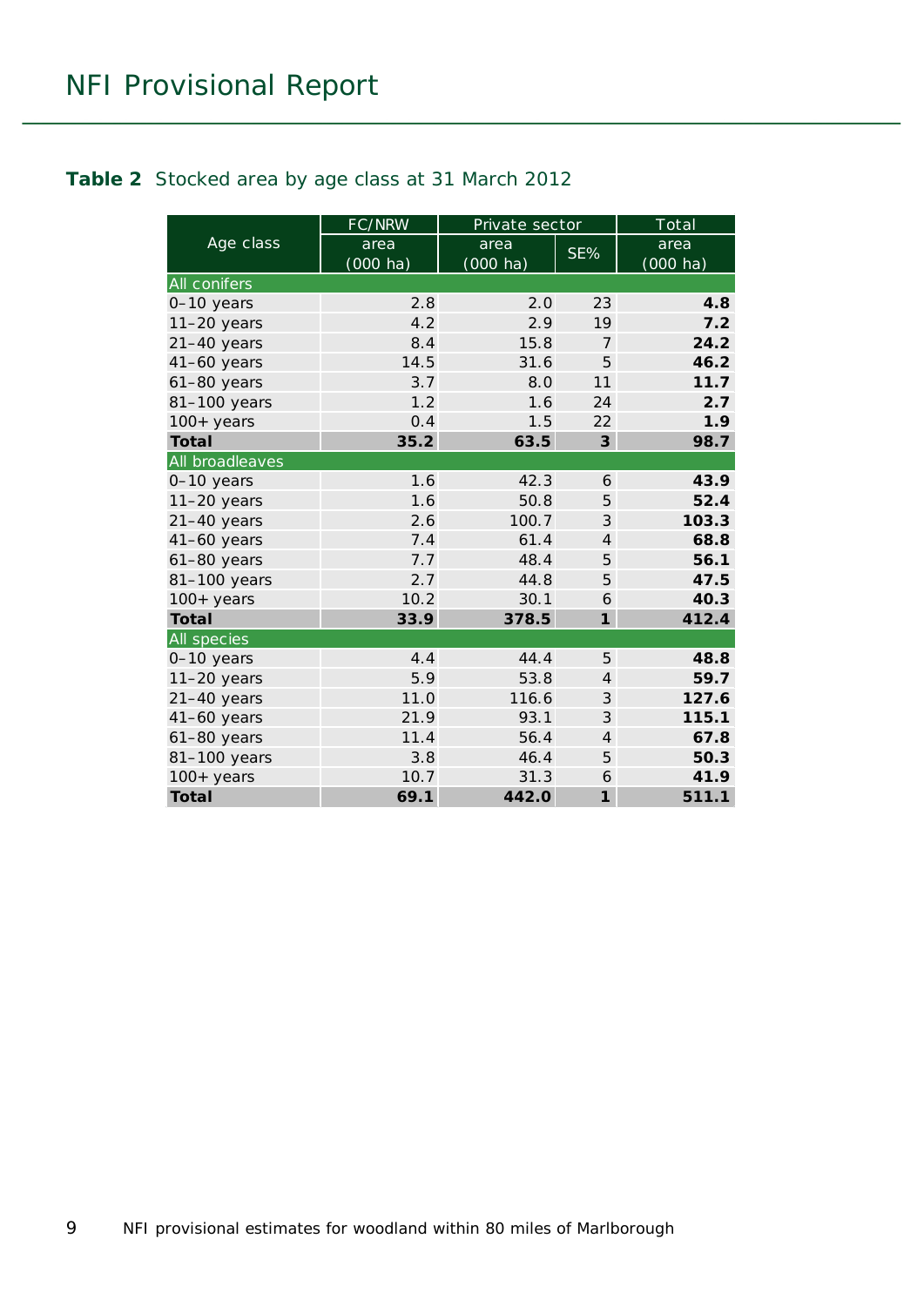**Table 2** Stocked area by age class at 31 March 2012

| Age class | FC/NRW | Private sector | | Total |
|---|---|---|---|---|
| | area (000 ha) | area (000 ha) | SE% | area (000 ha) |
| All conifers | | | | |
| 0–10 years | 2.8 | 2.0 | 23 | **4.8** |
| 11–20 years | 4.2 | 2.9 | 19 | **7.2** |
| 21–40 years | 8.4 | 15.8 | 7 | **24.2** |
| 41–60 years | 14.5 | 31.6 | 5 | **46.2** |
| 61–80 years | 3.7 | 8.0 | 11 | **11.7** |
| 81–100 years | 1.2 | 1.6 | 24 | **2.7** |
| 100+ years | 0.4 | 1.5 | 22 | **1.9** |
| **Total** | **35.2** | **63.5** | **3** | **98.7** |
| All broadleaves | | | | |
| 0–10 years | 1.6 | 42.3 | 6 | **43.9** |
| 11–20 years | 1.6 | 50.8 | 5 | **52.4** |
| 21–40 years | 2.6 | 100.7 | 3 | **103.3** |
| 41–60 years | 7.4 | 61.4 | 4 | **68.8** |
| 61–80 years | 7.7 | 48.4 | 5 | **56.1** |
| 81–100 years | 2.7 | 44.8 | 5 | **47.5** |
| 100+ years | 10.2 | 30.1 | 6 | **40.3** |
| **Total** | **33.9** | **378.5** | **1** | **412.4** |
| All species | | | | |
| 0–10 years | 4.4 | 44.4 | 5 | **48.8** |
| 11–20 years | 5.9 | 53.8 | 4 | **59.7** |
| 21–40 years | 11.0 | 116.6 | 3 | **127.6** |
| 41–60 years | 21.9 | 93.1 | 3 | **115.1** |
| 61–80 years | 11.4 | 56.4 | 4 | **67.8** |
| 81–100 years | 3.8 | 46.4 | 5 | **50.3** |
| 100+ years | 10.7 | 31.3 | 6 | **41.9** |
| **Total** | **69.1** | **442.0** | **1** | **511.1** |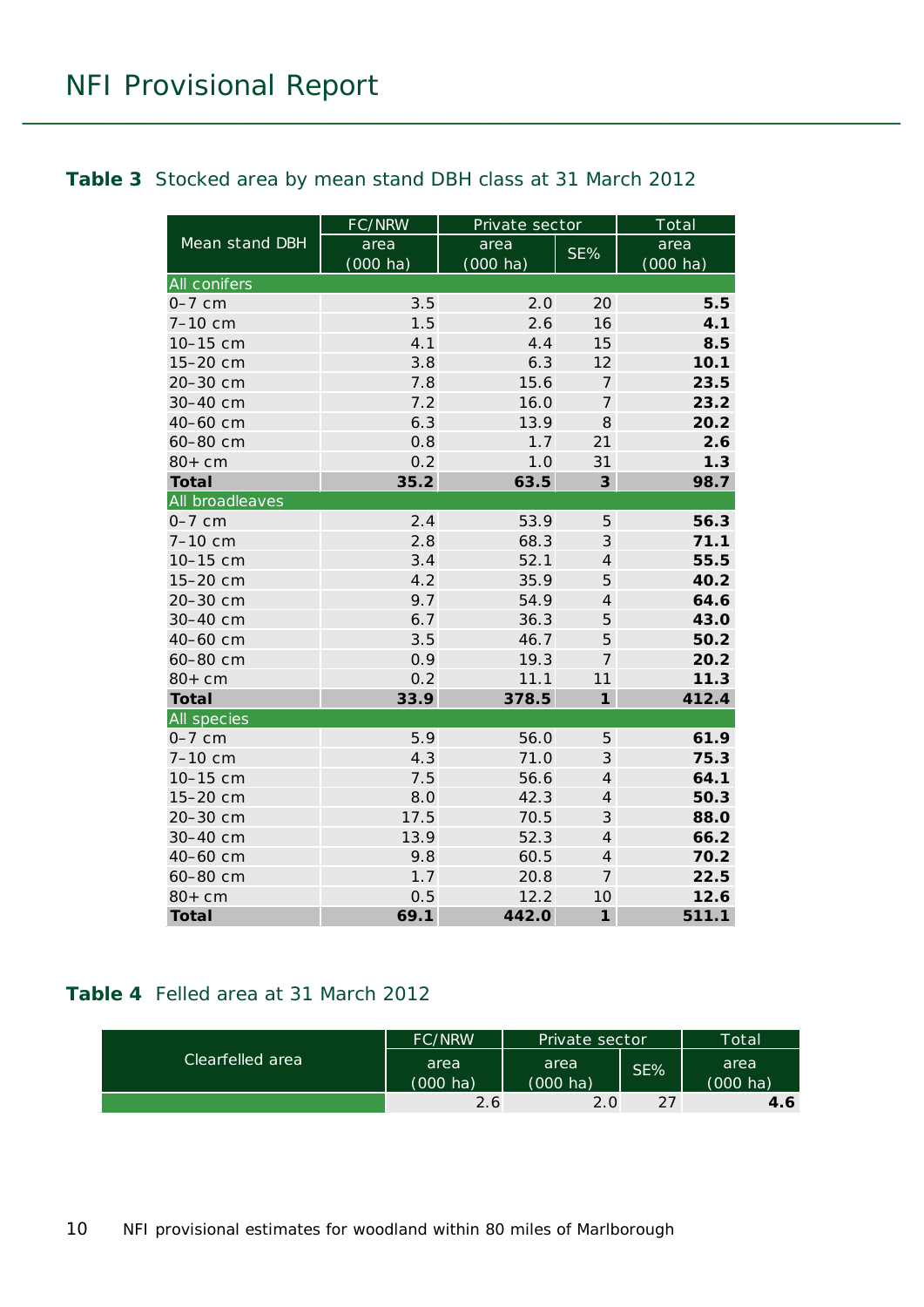**Table 3** Stocked area by mean stand DBH class at 31 March 2012

| Mean stand DBH | FC/NRW | Private sector | | Total |
|---|---|---|---|---|
| | area (000 ha) | area (000 ha) | SE% | area (000 ha) |
| **All conifers** | | | | |
| 0–7 cm | 3.5 | 2.0 | 20 | **5.5** |
| 7–10 cm | 1.5 | 2.6 | 16 | **4.1** |
| 10–15 cm | 4.1 | 4.4 | 15 | **8.5** |
| 15–20 cm | 3.8 | 6.3 | 12 | **10.1** |
| 20–30 cm | 7.8 | 15.6 | 7 | **23.5** |
| 30–40 cm | 7.2 | 16.0 | 7 | **23.2** |
| 40–60 cm | 6.3 | 13.9 | 8 | **20.2** |
| 60–80 cm | 0.8 | 1.7 | 21 | **2.6** |
| 80+ cm | 0.2 | 1.0 | 31 | **1.3** |
| **Total** | **35.2** | **63.5** | **3** | **98.7** |
| **All broadleaves** | | | | |
| 0–7 cm | 2.4 | 53.9 | 5 | **56.3** |
| 7–10 cm | 2.8 | 68.3 | 3 | **71.1** |
| 10–15 cm | 3.4 | 52.1 | 4 | **55.5** |
| 15–20 cm | 4.2 | 35.9 | 5 | **40.2** |
| 20–30 cm | 9.7 | 54.9 | 4 | **64.6** |
| 30–40 cm | 6.7 | 36.3 | 5 | **43.0** |
| 40–60 cm | 3.5 | 46.7 | 5 | **50.2** |
| 60–80 cm | 0.9 | 19.3 | 7 | **20.2** |
| 80+ cm | 0.2 | 11.1 | 11 | **11.3** |
| **Total** | **33.9** | **378.5** | **1** | **412.4** |
| **All species** | | | | |
| 0–7 cm | 5.9 | 56.0 | 5 | **61.9** |
| 7–10 cm | 4.3 | 71.0 | 3 | **75.3** |
| 10–15 cm | 7.5 | 56.6 | 4 | **64.1** |
| 15–20 cm | 8.0 | 42.3 | 4 | **50.3** |
| 20–30 cm | 17.5 | 70.5 | 3 | **88.0** |
| 30–40 cm | 13.9 | 52.3 | 4 | **66.2** |
| 40–60 cm | 9.8 | 60.5 | 4 | **70.2** |
| 60–80 cm | 1.7 | 20.8 | 7 | **22.5** |
| 80+ cm | 0.5 | 12.2 | 10 | **12.6** |
| **Total** | **69.1** | **442.0** | **1** | **511.1** |

**Table 4** Felled area at 31 March 2012

| Clearfelled area | FC/NRW | Private sector | | Total |
|---|---|---|---|---|
| | area (000 ha) | area (000 ha) | SE% | area (000 ha) |
| | 2.6 | 2.0 | 27 | **4.6** |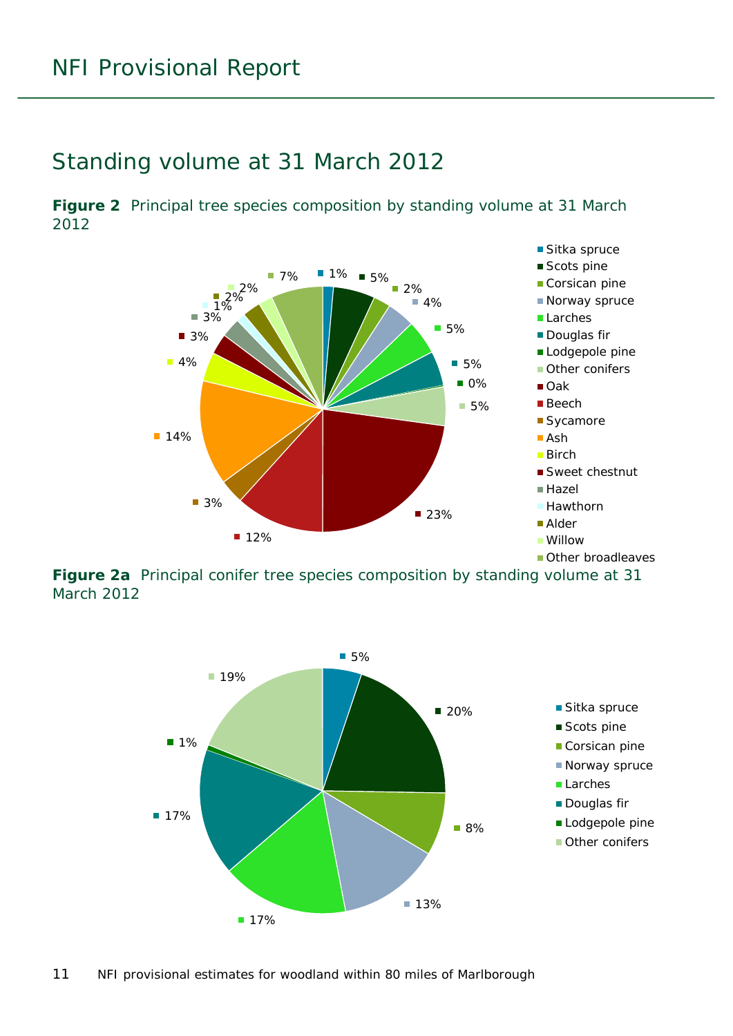## Standing volume at 31 March 2012

**Figure 2** Principal tree species composition by standing volume at 31 March 2012

| Species | % |
|---|---|
| Sitka spruce | 1% |
| Scots pine | 5% |
| Corsican pine | 2% |
| Norway spruce | 4% |
| Larches | 5% |
| Douglas fir | 5% |
| Lodgepole pine | 0% |
| Other conifers | 5% |
| Oak | 23% |
| Beech | 12% |
| Sycamore | 3% |
| Ash | 14% |
| Birch | 4% |
| Sweet chestnut | 3% |
| Hazel | 3% |
| Hawthorn | 1% |
| Alder | 2% |
| Willow | 2% |
| Other broadleaves | 7% |

**Figure 2a** Principal conifer tree species composition by standing volume at 31 March 2012

| Species | % |
|---|---|
| Sitka spruce | 5% |
| Scots pine | 20% |
| Corsican pine | 8% |
| Norway spruce | 13% |
| Larches | 17% |
| Douglas fir | 17% |
| Lodgepole pine | 1% |
| Other conifers | 19% |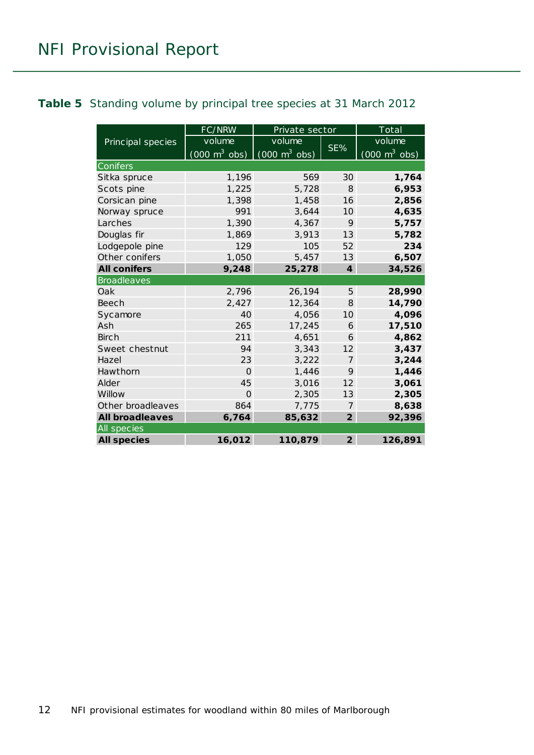**Table 5** Standing volume by principal tree species at 31 March 2012

| Principal species | FC/NRW volume (000 $m^3$ obs) | Private sector volume (000 $m^3$ obs) | Private sector SE% | Total volume (000 $m^3$ obs) |
|---|---|---|---|---|
| **Conifers** | | | | |
| Sitka spruce | 1,196 | 569 | 30 | **1,764** |
| Scots pine | 1,225 | 5,728 | 8 | **6,953** |
| Corsican pine | 1,398 | 1,458 | 16 | **2,856** |
| Norway spruce | 991 | 3,644 | 10 | **4,635** |
| Larches | 1,390 | 4,367 | 9 | **5,757** |
| Douglas fir | 1,869 | 3,913 | 13 | **5,782** |
| Lodgepole pine | 129 | 105 | 52 | **234** |
| Other conifers | 1,050 | 5,457 | 13 | **6,507** |
| **All conifers** | **9,248** | **25,278** | **4** | **34,526** |
| **Broadleaves** | | | | |
| Oak | 2,796 | 26,194 | 5 | **28,990** |
| Beech | 2,427 | 12,364 | 8 | **14,790** |
| Sycamore | 40 | 4,056 | 10 | **4,096** |
| Ash | 265 | 17,245 | 6 | **17,510** |
| Birch | 211 | 4,651 | 6 | **4,862** |
| Sweet chestnut | 94 | 3,343 | 12 | **3,437** |
| Hazel | 23 | 3,222 | 7 | **3,244** |
| Hawthorn | 0 | 1,446 | 9 | **1,446** |
| Alder | 45 | 3,016 | 12 | **3,061** |
| Willow | 0 | 2,305 | 13 | **2,305** |
| Other broadleaves | 864 | 7,775 | 7 | **8,638** |
| **All broadleaves** | **6,764** | **85,632** | **2** | **92,396** |
| **All species** | | | | |
| **All species** | **16,012** | **110,879** | **2** | **126,891** |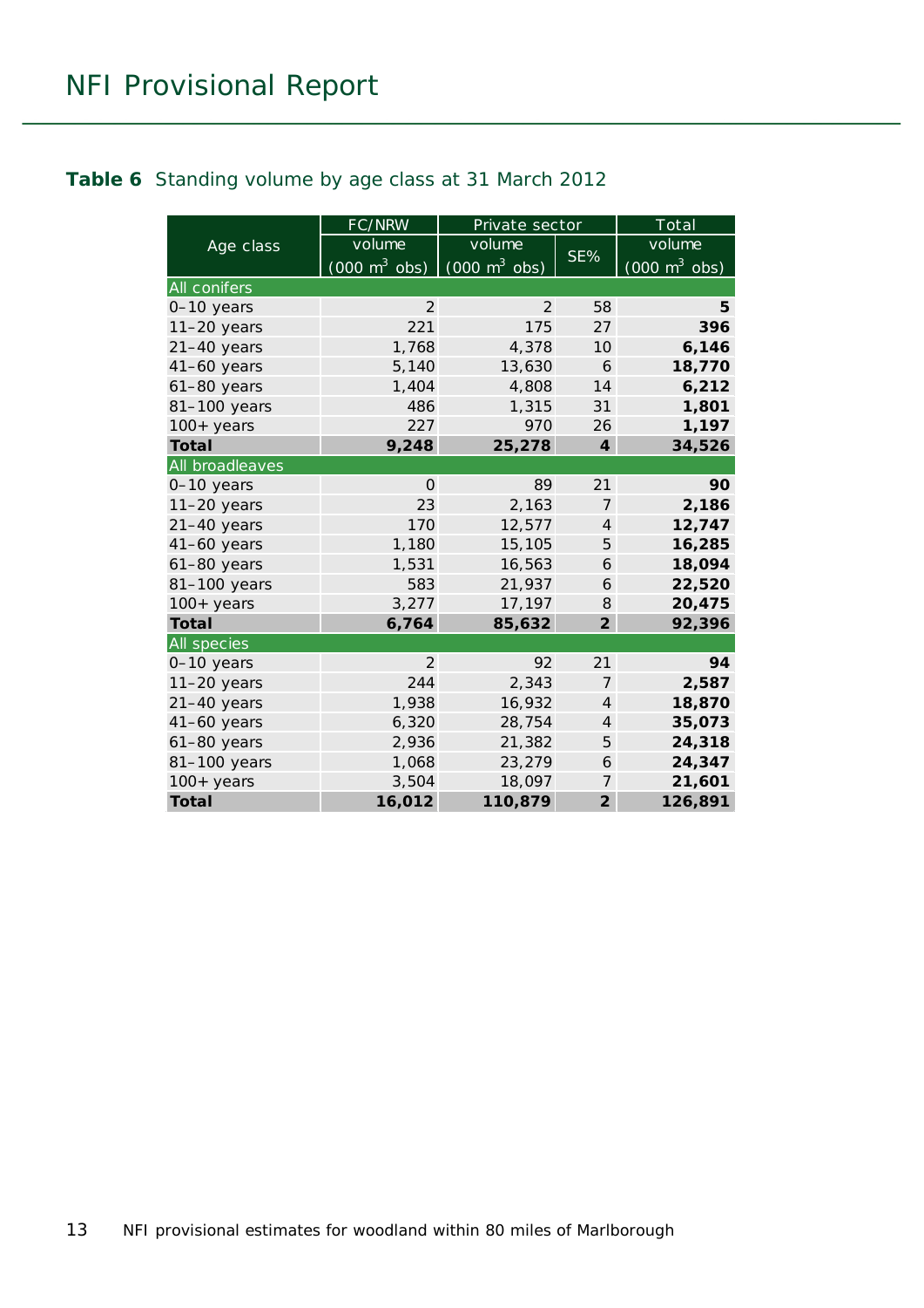**Table 6** Standing volume by age class at 31 March 2012

| Age class | FC/NRW | Private sector | | Total |
|---|---|---|---|---|
| | volume (000 $m^3$ obs) | volume (000 $m^3$ obs) | SE% | volume (000 $m^3$ obs) |
| **All conifers** | | | | |
| 0–10 years | 2 | 2 | 58 | **5** |
| 11–20 years | 221 | 175 | 27 | **396** |
| 21–40 years | 1,768 | 4,378 | 10 | **6,146** |
| 41–60 years | 5,140 | 13,630 | 6 | **18,770** |
| 61–80 years | 1,404 | 4,808 | 14 | **6,212** |
| 81–100 years | 486 | 1,315 | 31 | **1,801** |
| 100+ years | 227 | 970 | 26 | **1,197** |
| **Total** | **9,248** | **25,278** | **4** | **34,526** |
| **All broadleaves** | | | | |
| 0–10 years | 0 | 89 | 21 | **90** |
| 11–20 years | 23 | 2,163 | 7 | **2,186** |
| 21–40 years | 170 | 12,577 | 4 | **12,747** |
| 41–60 years | 1,180 | 15,105 | 5 | **16,285** |
| 61–80 years | 1,531 | 16,563 | 6 | **18,094** |
| 81–100 years | 583 | 21,937 | 6 | **22,520** |
| 100+ years | 3,277 | 17,197 | 8 | **20,475** |
| **Total** | **6,764** | **85,632** | **2** | **92,396** |
| **All species** | | | | |
| 0–10 years | 2 | 92 | 21 | **94** |
| 11–20 years | 244 | 2,343 | 7 | **2,587** |
| 21–40 years | 1,938 | 16,932 | 4 | **18,870** |
| 41–60 years | 6,320 | 28,754 | 4 | **35,073** |
| 61–80 years | 2,936 | 21,382 | 5 | **24,318** |
| 81–100 years | 1,068 | 23,279 | 6 | **24,347** |
| 100+ years | 3,504 | 18,097 | 7 | **21,601** |
| **Total** | **16,012** | **110,879** | **2** | **126,891** |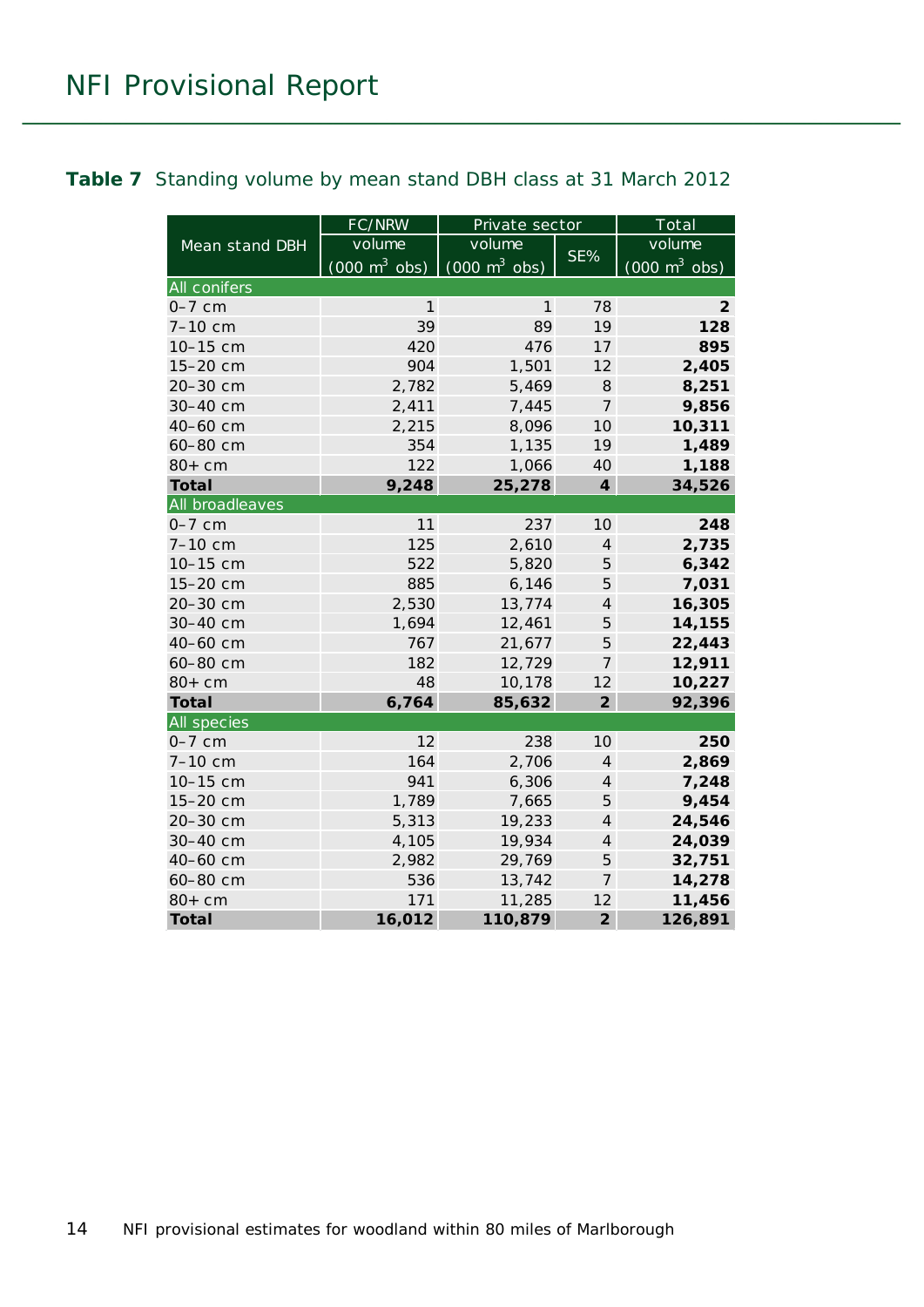**Table 7** Standing volume by mean stand DBH class at 31 March 2012

| Mean stand DBH | FC/NRW | Private sector | | Total |
|---|---|---|---|---|
| | volume (000 m$^3$ obs) | volume (000 m$^3$ obs) | SE% | volume (000 m$^3$ obs) |
| **All conifers** | | | | |
| 0–7 cm | 1 | 1 | 78 | **2** |
| 7–10 cm | 39 | 89 | 19 | **128** |
| 10–15 cm | 420 | 476 | 17 | **895** |
| 15–20 cm | 904 | 1,501 | 12 | **2,405** |
| 20–30 cm | 2,782 | 5,469 | 8 | **8,251** |
| 30–40 cm | 2,411 | 7,445 | 7 | **9,856** |
| 40–60 cm | 2,215 | 8,096 | 10 | **10,311** |
| 60–80 cm | 354 | 1,135 | 19 | **1,489** |
| 80+ cm | 122 | 1,066 | 40 | **1,188** |
| **Total** | **9,248** | **25,278** | **4** | **34,526** |
| **All broadleaves** | | | | |
| 0–7 cm | 11 | 237 | 10 | **248** |
| 7–10 cm | 125 | 2,610 | 4 | **2,735** |
| 10–15 cm | 522 | 5,820 | 5 | **6,342** |
| 15–20 cm | 885 | 6,146 | 5 | **7,031** |
| 20–30 cm | 2,530 | 13,774 | 4 | **16,305** |
| 30–40 cm | 1,694 | 12,461 | 5 | **14,155** |
| 40–60 cm | 767 | 21,677 | 5 | **22,443** |
| 60–80 cm | 182 | 12,729 | 7 | **12,911** |
| 80+ cm | 48 | 10,178 | 12 | **10,227** |
| **Total** | **6,764** | **85,632** | **2** | **92,396** |
| **All species** | | | | |
| 0–7 cm | 12 | 238 | 10 | **250** |
| 7–10 cm | 164 | 2,706 | 4 | **2,869** |
| 10–15 cm | 941 | 6,306 | 4 | **7,248** |
| 15–20 cm | 1,789 | 7,665 | 5 | **9,454** |
| 20–30 cm | 5,313 | 19,233 | 4 | **24,546** |
| 30–40 cm | 4,105 | 19,934 | 4 | **24,039** |
| 40–60 cm | 2,982 | 29,769 | 5 | **32,751** |
| 60–80 cm | 536 | 13,742 | 7 | **14,278** |
| 80+ cm | 171 | 11,285 | 12 | **11,456** |
| **Total** | **16,012** | **110,879** | **2** | **126,891** |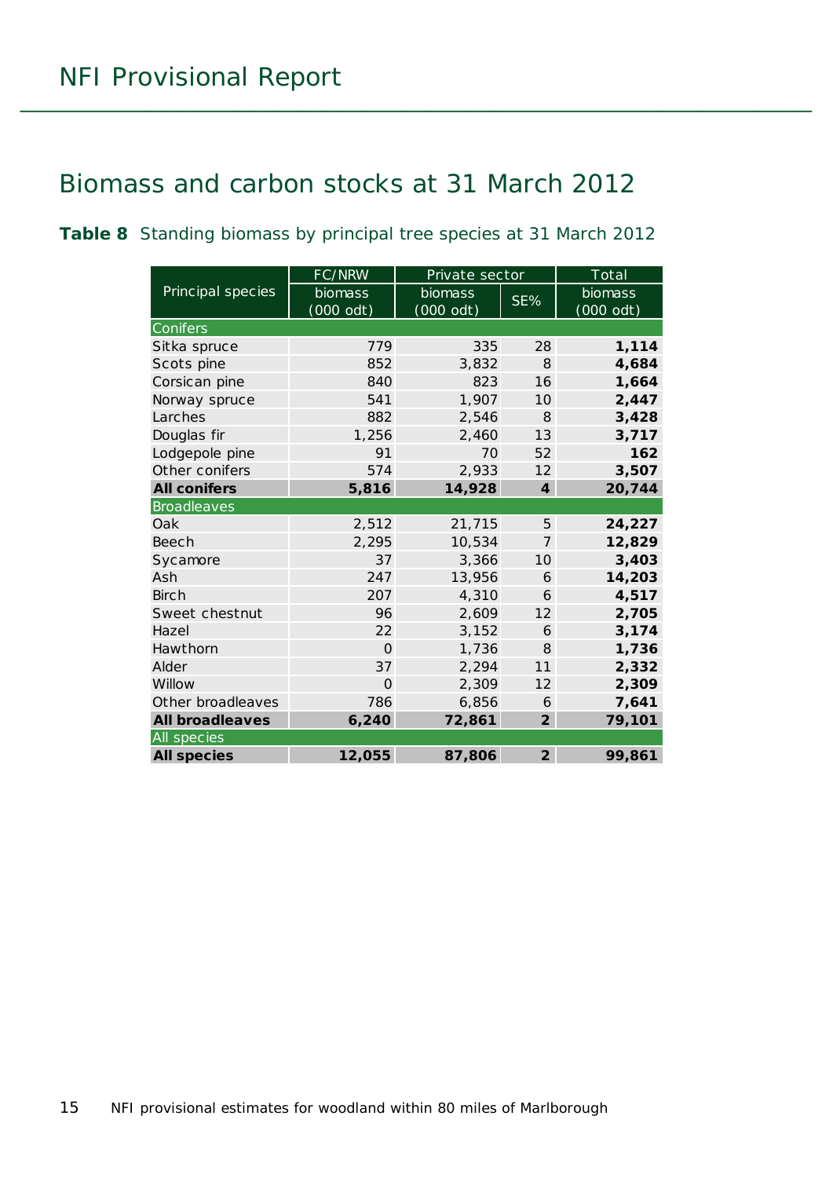## Biomass and carbon stocks at 31 March 2012

**Table 8** Standing biomass by principal tree species at 31 March 2012

| Principal species | FC/NRW | Private sector | | Total |
|---|---|---|---|---|
| | biomass (000 odt) | biomass (000 odt) | SE% | biomass (000 odt) |
| **Conifers** | | | | |
| Sitka spruce | 779 | 335 | 28 | **1,114** |
| Scots pine | 852 | 3,832 | 8 | **4,684** |
| Corsican pine | 840 | 823 | 16 | **1,664** |
| Norway spruce | 541 | 1,907 | 10 | **2,447** |
| Larches | 882 | 2,546 | 8 | **3,428** |
| Douglas fir | 1,256 | 2,460 | 13 | **3,717** |
| Lodgepole pine | 91 | 70 | 52 | **162** |
| Other conifers | 574 | 2,933 | 12 | **3,507** |
| **All conifers** | **5,816** | **14,928** | **4** | **20,744** |
| **Broadleaves** | | | | |
| Oak | 2,512 | 21,715 | 5 | **24,227** |
| Beech | 2,295 | 10,534 | 7 | **12,829** |
| Sycamore | 37 | 3,366 | 10 | **3,403** |
| Ash | 247 | 13,956 | 6 | **14,203** |
| Birch | 207 | 4,310 | 6 | **4,517** |
| Sweet chestnut | 96 | 2,609 | 12 | **2,705** |
| Hazel | 22 | 3,152 | 6 | **3,174** |
| Hawthorn | 0 | 1,736 | 8 | **1,736** |
| Alder | 37 | 2,294 | 11 | **2,332** |
| Willow | 0 | 2,309 | 12 | **2,309** |
| Other broadleaves | 786 | 6,856 | 6 | **7,641** |
| **All broadleaves** | **6,240** | **72,861** | **2** | **79,101** |
| **All species** | | | | |
| **All species** | **12,055** | **87,806** | **2** | **99,861** |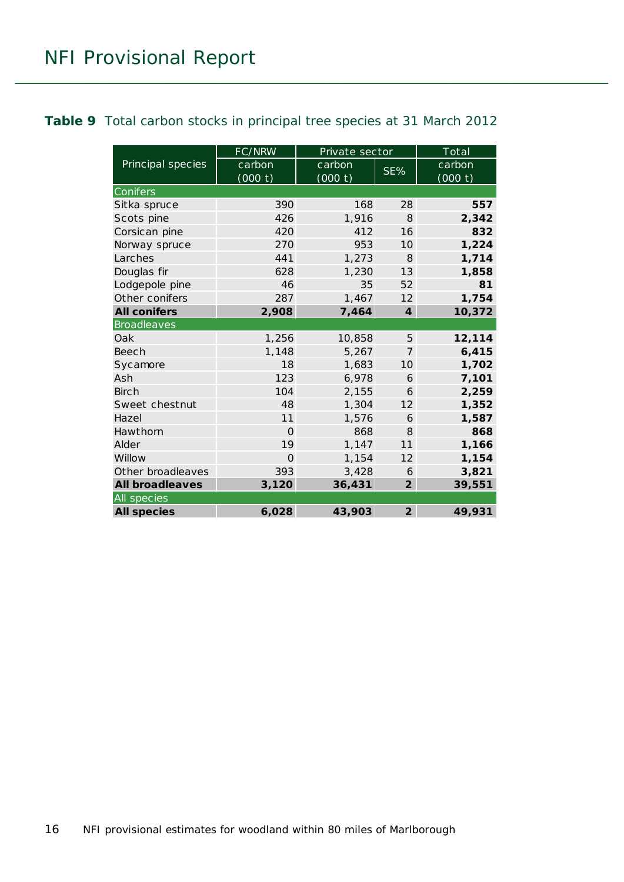**Table 9** Total carbon stocks in principal tree species at 31 March 2012

| Principal species | FC/NRW | Private sector | | Total |
|---|---|---|---|---|
| | carbon (000 t) | carbon (000 t) | SE% | carbon (000 t) |
| Conifers | | | | |
| Sitka spruce | 390 | 168 | 28 | **557** |
| Scots pine | 426 | 1,916 | 8 | **2,342** |
| Corsican pine | 420 | 412 | 16 | **832** |
| Norway spruce | 270 | 953 | 10 | **1,224** |
| Larches | 441 | 1,273 | 8 | **1,714** |
| Douglas fir | 628 | 1,230 | 13 | **1,858** |
| Lodgepole pine | 46 | 35 | 52 | **81** |
| Other conifers | 287 | 1,467 | 12 | **1,754** |
| **All conifers** | **2,908** | **7,464** | **4** | **10,372** |
| Broadleaves | | | | |
| Oak | 1,256 | 10,858 | 5 | **12,114** |
| Beech | 1,148 | 5,267 | 7 | **6,415** |
| Sycamore | 18 | 1,683 | 10 | **1,702** |
| Ash | 123 | 6,978 | 6 | **7,101** |
| Birch | 104 | 2,155 | 6 | **2,259** |
| Sweet chestnut | 48 | 1,304 | 12 | **1,352** |
| Hazel | 11 | 1,576 | 6 | **1,587** |
| Hawthorn | 0 | 868 | 8 | **868** |
| Alder | 19 | 1,147 | 11 | **1,166** |
| Willow | 0 | 1,154 | 12 | **1,154** |
| Other broadleaves | 393 | 3,428 | 6 | **3,821** |
| **All broadleaves** | **3,120** | **36,431** | **2** | **39,551** |
| All species | | | | |
| **All species** | **6,028** | **43,903** | **2** | **49,931** |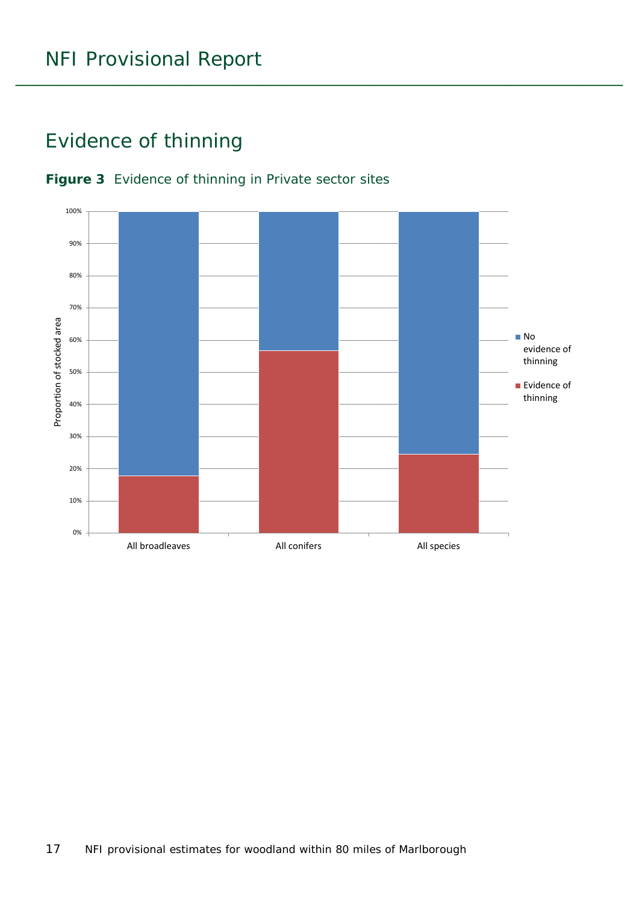## Evidence of thinning

**Figure 3** Evidence of thinning in Private sector sites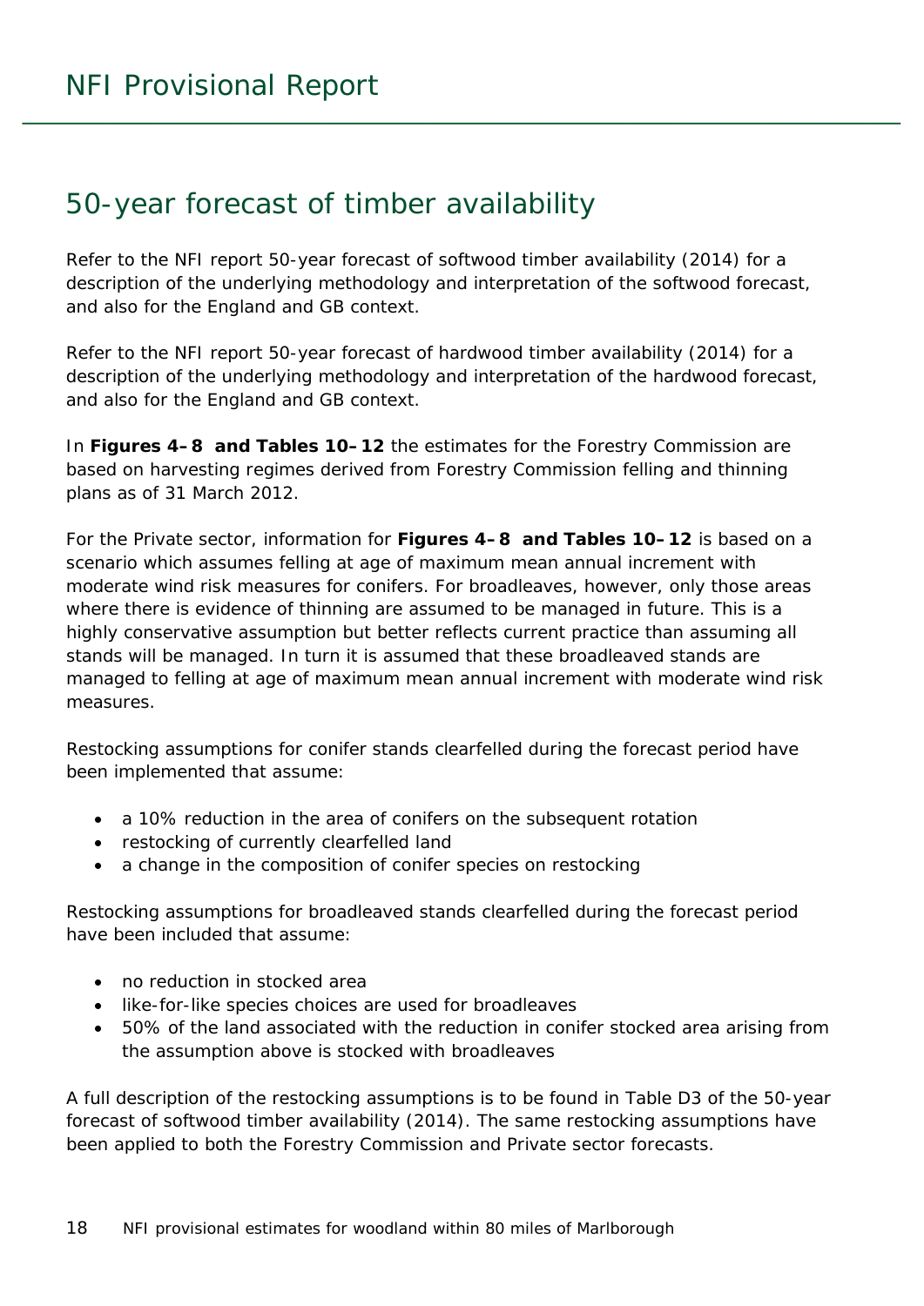## 50-year forecast of timber availability

Refer to the NFI report 50-year forecast of softwood timber availability (2014) for a description of the underlying methodology and interpretation of the softwood forecast, and also for the England and GB context.

Refer to the NFI report 50-year forecast of hardwood timber availability (2014) for a description of the underlying methodology and interpretation of the hardwood forecast, and also for the England and GB context.

In **Figures 4–8 and Tables 10–12** the estimates for the Forestry Commission are based on harvesting regimes derived from Forestry Commission felling and thinning plans as of 31 March 2012.

For the Private sector, information for **Figures 4–8 and Tables 10–12** is based on a scenario which assumes felling at age of maximum mean annual increment with moderate wind risk measures for conifers. For broadleaves, however, only those areas where there is evidence of thinning are assumed to be managed in future. This is a highly conservative assumption but better reflects current practice than assuming all stands will be managed. In turn it is assumed that these broadleaved stands are managed to felling at age of maximum mean annual increment with moderate wind risk measures.

Restocking assumptions for conifer stands clearfelled during the forecast period have been implemented that assume:

- a 10% reduction in the area of conifers on the subsequent rotation
- restocking of currently clearfelled land
- a change in the composition of conifer species on restocking

Restocking assumptions for broadleaved stands clearfelled during the forecast period have been included that assume:

- no reduction in stocked area
- like-for-like species choices are used for broadleaves
- 50% of the land associated with the reduction in conifer stocked area arising from the assumption above is stocked with broadleaves

A full description of the restocking assumptions is to be found in Table D3 of the 50-year forecast of softwood timber availability (2014). The same restocking assumptions have been applied to both the Forestry Commission and Private sector forecasts.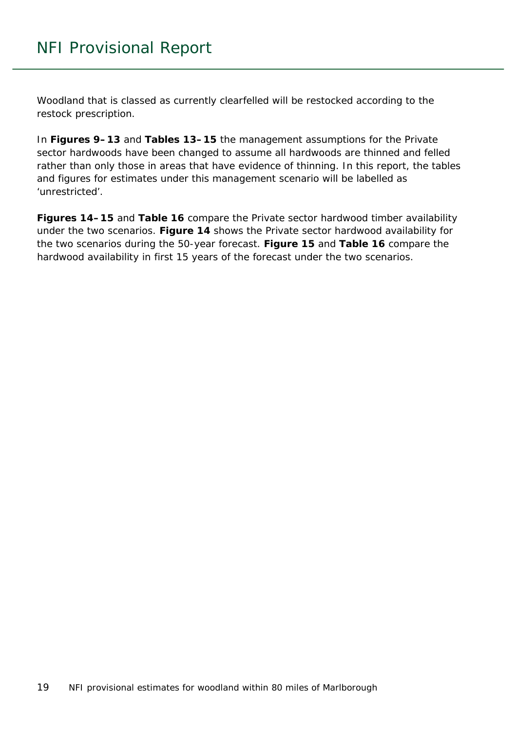Woodland that is classed as currently clearfelled will be restocked according to the restock prescription.

In **Figures 9–13** and **Tables 13–15** the management assumptions for the Private sector hardwoods have been changed to assume all hardwoods are thinned and felled rather than only those in areas that have evidence of thinning. In this report, the tables and figures for estimates under this management scenario will be labelled as 'unrestricted'.

**Figures 14–15** and **Table 16** compare the Private sector hardwood timber availability under the two scenarios. **Figure 14** shows the Private sector hardwood availability for the two scenarios during the 50-year forecast. **Figure 15** and **Table 16** compare the hardwood availability in first 15 years of the forecast under the two scenarios.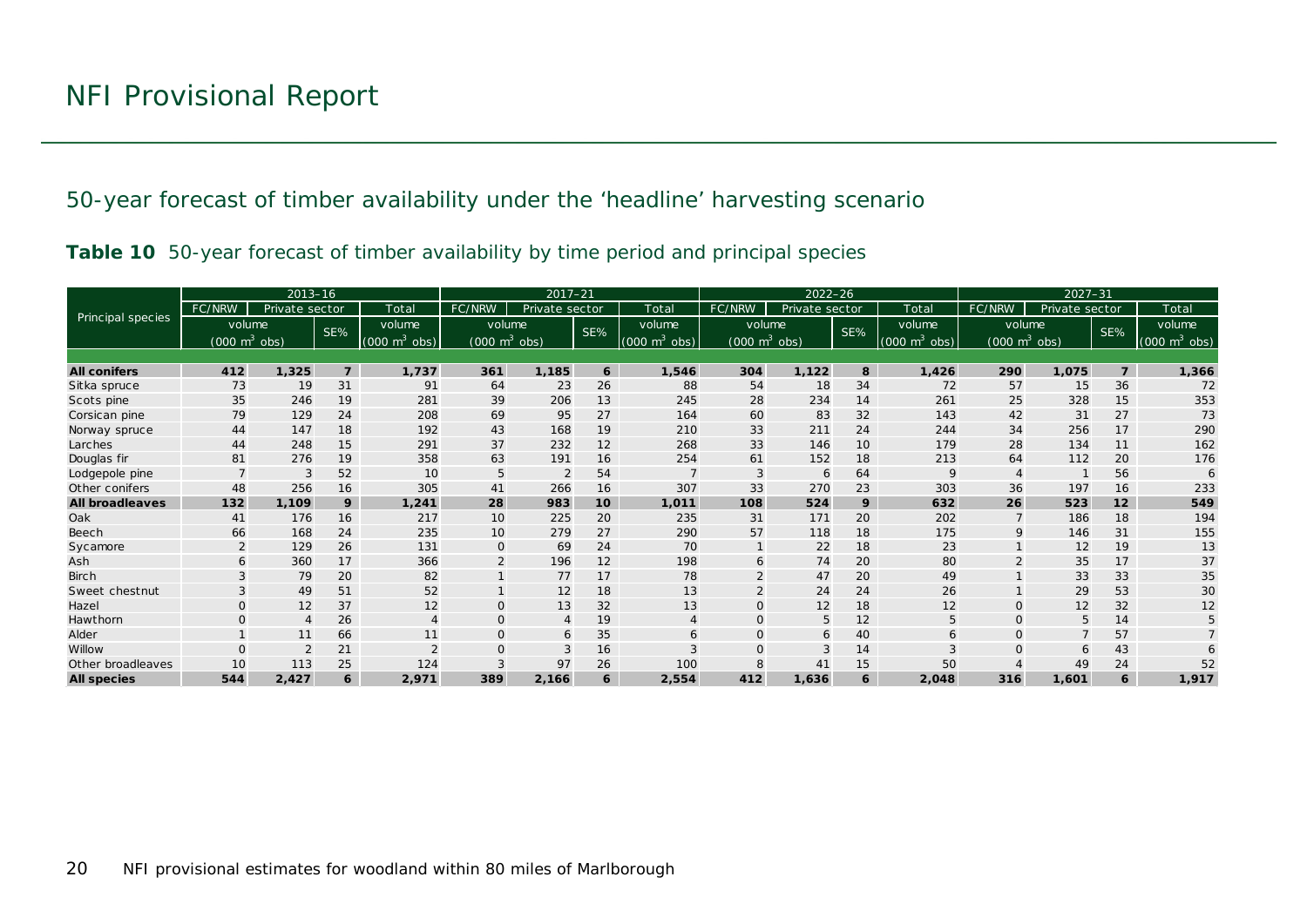## 50-year forecast of timber availability under the 'headline' harvesting scenario

**Table 10** 50-year forecast of timber availability by time period and principal species

| Principal species | 2013–16 | | | | 2017–21 | | | | 2022–26 | | | | 2027–31 | | | |
|---|---|---|---|---|---|---|---|---|---|---|---|---|---|---|---|---|
| | FC/NRW | Private sector | | Total | FC/NRW | Private sector | | Total | FC/NRW | Private sector | | Total | FC/NRW | Private sector | | Total |
| | volume (000 m$^3$ obs) | | SE% | volume (000 m$^3$ obs) | volume (000 m$^3$ obs) | | SE% | volume (000 m$^3$ obs) | volume (000 m$^3$ obs) | | SE% | volume (000 m$^3$ obs) | volume (000 m$^3$ obs) | | SE% | volume (000 m$^3$ obs) |
| **All conifers** | **412** | **1,325** | **7** | **1,737** | **361** | **1,185** | **6** | **1,546** | **304** | **1,122** | **8** | **1,426** | **290** | **1,075** | **7** | **1,366** |
| Sitka spruce | 73 | 19 | 31 | 91 | 64 | 23 | 26 | 88 | 54 | 18 | 34 | 72 | 57 | 15 | 36 | 72 |
| Scots pine | 35 | 246 | 19 | 281 | 39 | 206 | 13 | 245 | 28 | 234 | 14 | 261 | 25 | 328 | 15 | 353 |
| Corsican pine | 79 | 129 | 24 | 208 | 69 | 95 | 27 | 164 | 60 | 83 | 32 | 143 | 42 | 31 | 27 | 73 |
| Norway spruce | 44 | 147 | 18 | 192 | 43 | 168 | 19 | 210 | 33 | 211 | 24 | 244 | 34 | 256 | 17 | 290 |
| Larches | 44 | 248 | 15 | 291 | 37 | 232 | 12 | 268 | 33 | 146 | 10 | 179 | 28 | 134 | 11 | 162 |
| Douglas fir | 81 | 276 | 19 | 358 | 63 | 191 | 16 | 254 | 61 | 152 | 18 | 213 | 64 | 112 | 20 | 176 |
| Lodgepole pine | 7 | 3 | 52 | 10 | 5 | 2 | 54 | 7 | 3 | 6 | 64 | 9 | 4 | 1 | 56 | 6 |
| Other conifers | 48 | 256 | 16 | 305 | 41 | 266 | 16 | 307 | 33 | 270 | 23 | 303 | 36 | 197 | 16 | 233 |
| **All broadleaves** | **132** | **1,109** | **9** | **1,241** | **28** | **983** | **10** | **1,011** | **108** | **524** | **9** | **632** | **26** | **523** | **12** | **549** |
| Oak | 41 | 176 | 16 | 217 | 10 | 225 | 20 | 235 | 31 | 171 | 20 | 202 | 7 | 186 | 18 | 194 |
| Beech | 66 | 168 | 24 | 235 | 10 | 279 | 27 | 290 | 57 | 118 | 18 | 175 | 9 | 146 | 31 | 155 |
| Sycamore | 2 | 129 | 26 | 131 | 0 | 69 | 24 | 70 | 1 | 22 | 18 | 23 | 1 | 12 | 19 | 13 |
| Ash | 6 | 360 | 17 | 366 | 2 | 196 | 12 | 198 | 6 | 74 | 20 | 80 | 2 | 35 | 17 | 37 |
| Birch | 3 | 79 | 20 | 82 | 1 | 77 | 17 | 78 | 2 | 47 | 20 | 49 | 1 | 33 | 33 | 35 |
| Sweet chestnut | 3 | 49 | 51 | 52 | 1 | 12 | 18 | 13 | 2 | 24 | 24 | 26 | 1 | 29 | 53 | 30 |
| Hazel | 0 | 12 | 37 | 12 | 0 | 13 | 32 | 13 | 0 | 12 | 18 | 12 | 0 | 12 | 32 | 12 |
| Hawthorn | 0 | 4 | 26 | 4 | 0 | 4 | 19 | 4 | 0 | 5 | 12 | 5 | 0 | 5 | 14 | 5 |
| Alder | 1 | 11 | 66 | 11 | 0 | 6 | 35 | 6 | 0 | 6 | 40 | 6 | 0 | 7 | 57 | 7 |
| Willow | 0 | 2 | 21 | 2 | 0 | 3 | 16 | 3 | 0 | 3 | 14 | 3 | 0 | 6 | 43 | 6 |
| Other broadleaves | 10 | 113 | 25 | 124 | 3 | 97 | 26 | 100 | 8 | 41 | 15 | 50 | 4 | 49 | 24 | 52 |
| **All species** | **544** | **2,427** | **6** | **2,971** | **389** | **2,166** | **6** | **2,554** | **412** | **1,636** | **6** | **2,048** | **316** | **1,601** | **6** | **1,917** |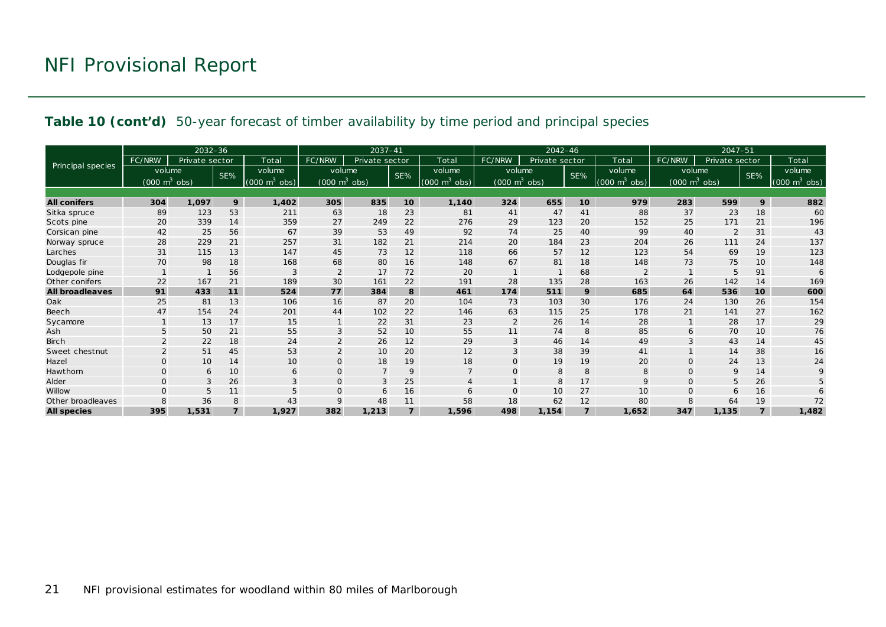## Table 10 (cont'd) 50-year forecast of timber availability by time period and principal species

| Principal species | 2032–36 | | | | 2037–41 | | | | 2042–46 | | | | 2047–51 | | | |
|---|---|---|---|---|---|---|---|---|---|---|---|---|---|---|---|---|
| | FC/NRW | Private sector | | Total | FC/NRW | Private sector | | Total | FC/NRW | Private sector | | Total | FC/NRW | Private sector | | Total |
| | volume ($000\ m^3$ obs) | | SE% | volume ($000\ m^3$ obs) | volume ($000\ m^3$ obs) | | SE% | volume ($000\ m^3$ obs) | volume ($000\ m^3$ obs) | | SE% | volume ($000\ m^3$ obs) | volume ($000\ m^3$ obs) | | SE% | volume ($000\ m^3$ obs) |
| **All conifers** | **304** | **1,097** | **9** | **1,402** | **305** | **835** | **10** | **1,140** | **324** | **655** | **10** | **979** | **283** | **599** | **9** | **882** |
| Sitka spruce | 89 | 123 | 53 | 211 | 63 | 18 | 23 | 81 | 41 | 47 | 41 | 88 | 37 | 23 | 18 | 60 |
| Scots pine | 20 | 339 | 14 | 359 | 27 | 249 | 22 | 276 | 29 | 123 | 20 | 152 | 25 | 171 | 21 | 196 |
| Corsican pine | 42 | 25 | 56 | 67 | 39 | 53 | 49 | 92 | 74 | 25 | 40 | 99 | 40 | 2 | 31 | 43 |
| Norway spruce | 28 | 229 | 21 | 257 | 31 | 182 | 21 | 214 | 20 | 184 | 23 | 204 | 26 | 111 | 24 | 137 |
| Larches | 31 | 115 | 13 | 147 | 45 | 73 | 12 | 118 | 66 | 57 | 12 | 123 | 54 | 69 | 19 | 123 |
| Douglas fir | 70 | 98 | 18 | 168 | 68 | 80 | 16 | 148 | 67 | 81 | 18 | 148 | 73 | 75 | 10 | 148 |
| Lodgepole pine | 1 | 1 | 56 | 3 | 2 | 17 | 72 | 20 | 1 | 1 | 68 | 2 | 1 | 5 | 91 | 6 |
| Other conifers | 22 | 167 | 21 | 189 | 30 | 161 | 22 | 191 | 28 | 135 | 28 | 163 | 26 | 142 | 14 | 169 |
| **All broadleaves** | **91** | **433** | **11** | **524** | **77** | **384** | **8** | **461** | **174** | **511** | **9** | **685** | **64** | **536** | **10** | **600** |
| Oak | 25 | 81 | 13 | 106 | 16 | 87 | 20 | 104 | 73 | 103 | 30 | 176 | 24 | 130 | 26 | 154 |
| Beech | 47 | 154 | 24 | 201 | 44 | 102 | 22 | 146 | 63 | 115 | 25 | 178 | 21 | 141 | 27 | 162 |
| Sycamore | 1 | 13 | 17 | 15 | 1 | 22 | 31 | 23 | 2 | 26 | 14 | 28 | 1 | 28 | 17 | 29 |
| Ash | 5 | 50 | 21 | 55 | 3 | 52 | 10 | 55 | 11 | 74 | 8 | 85 | 6 | 70 | 10 | 76 |
| Birch | 2 | 22 | 18 | 24 | 2 | 26 | 12 | 29 | 3 | 46 | 14 | 49 | 3 | 43 | 14 | 45 |
| Sweet chestnut | 2 | 51 | 45 | 53 | 2 | 10 | 20 | 12 | 3 | 38 | 39 | 41 | 1 | 14 | 38 | 16 |
| Hazel | 0 | 10 | 14 | 10 | 0 | 18 | 19 | 18 | 0 | 19 | 19 | 20 | 0 | 24 | 13 | 24 |
| Hawthorn | 0 | 6 | 10 | 6 | 0 | 7 | 9 | 7 | 0 | 8 | 8 | 8 | 0 | 9 | 14 | 9 |
| Alder | 0 | 3 | 26 | 3 | 0 | 3 | 25 | 4 | 1 | 8 | 17 | 9 | 0 | 5 | 26 | 5 |
| Willow | 0 | 5 | 11 | 5 | 0 | 6 | 16 | 6 | 0 | 10 | 27 | 10 | 0 | 6 | 16 | 6 |
| Other broadleaves | 8 | 36 | 8 | 43 | 9 | 48 | 11 | 58 | 18 | 62 | 12 | 80 | 8 | 64 | 19 | 72 |
| **All species** | **395** | **1,531** | **7** | **1,927** | **382** | **1,213** | **7** | **1,596** | **498** | **1,154** | **7** | **1,652** | **347** | **1,135** | **7** | **1,482** |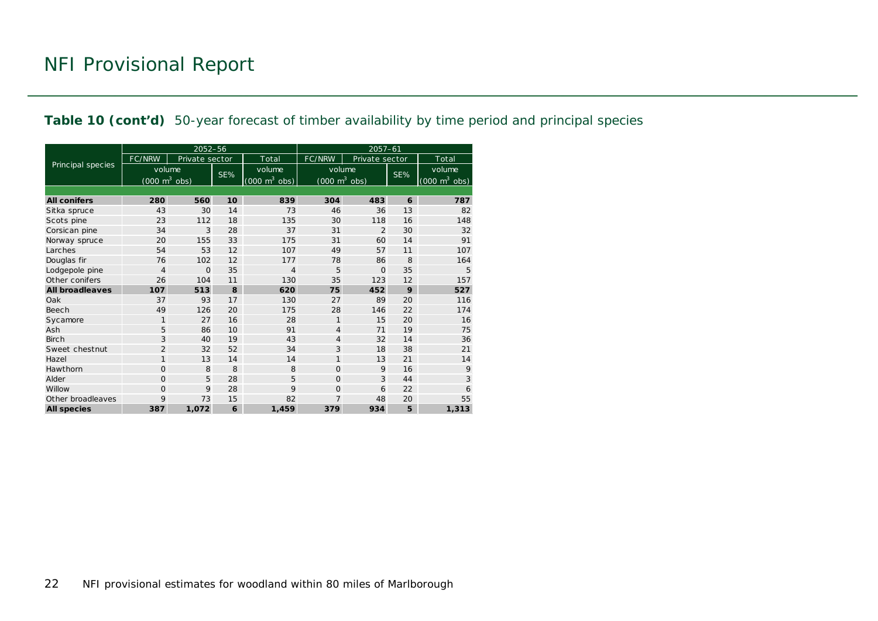# NFI Provisional Report

**Table 10 (cont'd)** 50-year forecast of timber availability by time period and principal species

| Principal species | 2052–56 | | | | 2057–61 | | | |
|---|---|---|---|---|---|---|---|---|
| | FC/NRW | Private sector | | Total | FC/NRW | Private sector | | Total |
| | volume ($000\ m^3$ obs) | | SE% | volume ($000\ m^3$ obs) | volume ($000\ m^3$ obs) | | SE% | volume ($000\ m^3$ obs) |
| **All conifers** | **280** | **560** | **10** | **839** | **304** | **483** | **6** | **787** |
| Sitka spruce | 43 | 30 | 14 | 73 | 46 | 36 | 13 | 82 |
| Scots pine | 23 | 112 | 18 | 135 | 30 | 118 | 16 | 148 |
| Corsican pine | 34 | 3 | 28 | 37 | 31 | 2 | 30 | 32 |
| Norway spruce | 20 | 155 | 33 | 175 | 31 | 60 | 14 | 91 |
| Larches | 54 | 53 | 12 | 107 | 49 | 57 | 11 | 107 |
| Douglas fir | 76 | 102 | 12 | 177 | 78 | 86 | 8 | 164 |
| Lodgepole pine | 4 | 0 | 35 | 4 | 5 | 0 | 35 | 5 |
| Other conifers | 26 | 104 | 11 | 130 | 35 | 123 | 12 | 157 |
| **All broadleaves** | **107** | **513** | **8** | **620** | **75** | **452** | **9** | **527** |
| Oak | 37 | 93 | 17 | 130 | 27 | 89 | 20 | 116 |
| Beech | 49 | 126 | 20 | 175 | 28 | 146 | 22 | 174 |
| Sycamore | 1 | 27 | 16 | 28 | 1 | 15 | 20 | 16 |
| Ash | 5 | 86 | 10 | 91 | 4 | 71 | 19 | 75 |
| Birch | 3 | 40 | 19 | 43 | 4 | 32 | 14 | 36 |
| Sweet chestnut | 2 | 32 | 52 | 34 | 3 | 18 | 38 | 21 |
| Hazel | 1 | 13 | 14 | 14 | 1 | 13 | 21 | 14 |
| Hawthorn | 0 | 8 | 8 | 8 | 0 | 9 | 16 | 9 |
| Alder | 0 | 5 | 28 | 5 | 0 | 3 | 44 | 3 |
| Willow | 0 | 9 | 28 | 9 | 0 | 6 | 22 | 6 |
| Other broadleaves | 9 | 73 | 15 | 82 | 7 | 48 | 20 | 55 |
| **All species** | **387** | **1,072** | **6** | **1,459** | **379** | **934** | **5** | **1,313** |

NFI provisional estimates for woodland within 80 miles of Marlborough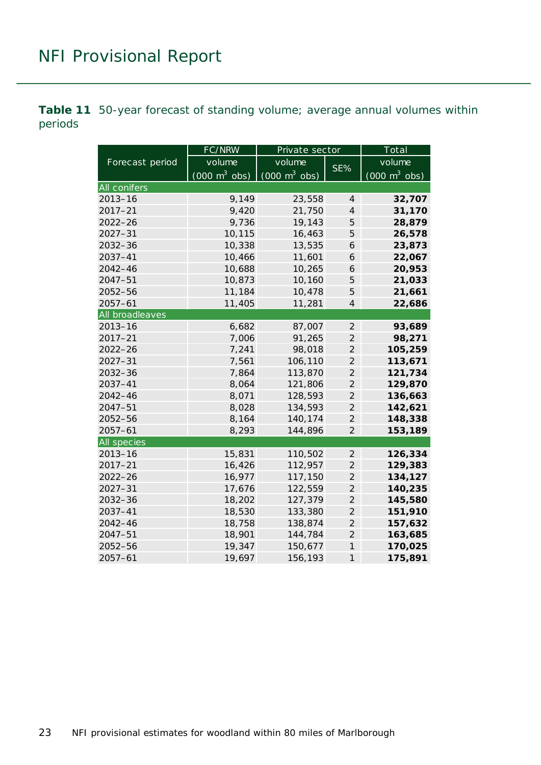**Table 11** 50-year forecast of standing volume; average annual volumes within periods

| Forecast period | FC/NRW volume (000 m$^3$ obs) | Private sector volume (000 m$^3$ obs) | Private sector SE% | Total volume (000 m$^3$ obs) |
|---|---|---|---|---|
| **All conifers** | | | | |
| 2013–16 | 9,149 | 23,558 | 4 | **32,707** |
| 2017–21 | 9,420 | 21,750 | 4 | **31,170** |
| 2022–26 | 9,736 | 19,143 | 5 | **28,879** |
| 2027–31 | 10,115 | 16,463 | 5 | **26,578** |
| 2032–36 | 10,338 | 13,535 | 6 | **23,873** |
| 2037–41 | 10,466 | 11,601 | 6 | **22,067** |
| 2042–46 | 10,688 | 10,265 | 6 | **20,953** |
| 2047–51 | 10,873 | 10,160 | 5 | **21,033** |
| 2052–56 | 11,184 | 10,478 | 5 | **21,661** |
| 2057–61 | 11,405 | 11,281 | 4 | **22,686** |
| **All broadleaves** | | | | |
| 2013–16 | 6,682 | 87,007 | 2 | **93,689** |
| 2017–21 | 7,006 | 91,265 | 2 | **98,271** |
| 2022–26 | 7,241 | 98,018 | 2 | **105,259** |
| 2027–31 | 7,561 | 106,110 | 2 | **113,671** |
| 2032–36 | 7,864 | 113,870 | 2 | **121,734** |
| 2037–41 | 8,064 | 121,806 | 2 | **129,870** |
| 2042–46 | 8,071 | 128,593 | 2 | **136,663** |
| 2047–51 | 8,028 | 134,593 | 2 | **142,621** |
| 2052–56 | 8,164 | 140,174 | 2 | **148,338** |
| 2057–61 | 8,293 | 144,896 | 2 | **153,189** |
| **All species** | | | | |
| 2013–16 | 15,831 | 110,502 | 2 | **126,334** |
| 2017–21 | 16,426 | 112,957 | 2 | **129,383** |
| 2022–26 | 16,977 | 117,150 | 2 | **134,127** |
| 2027–31 | 17,676 | 122,559 | 2 | **140,235** |
| 2032–36 | 18,202 | 127,379 | 2 | **145,580** |
| 2037–41 | 18,530 | 133,380 | 2 | **151,910** |
| 2042–46 | 18,758 | 138,874 | 2 | **157,632** |
| 2047–51 | 18,901 | 144,784 | 2 | **163,685** |
| 2052–56 | 19,347 | 150,677 | 1 | **170,025** |
| 2057–61 | 19,697 | 156,193 | 1 | **175,891** |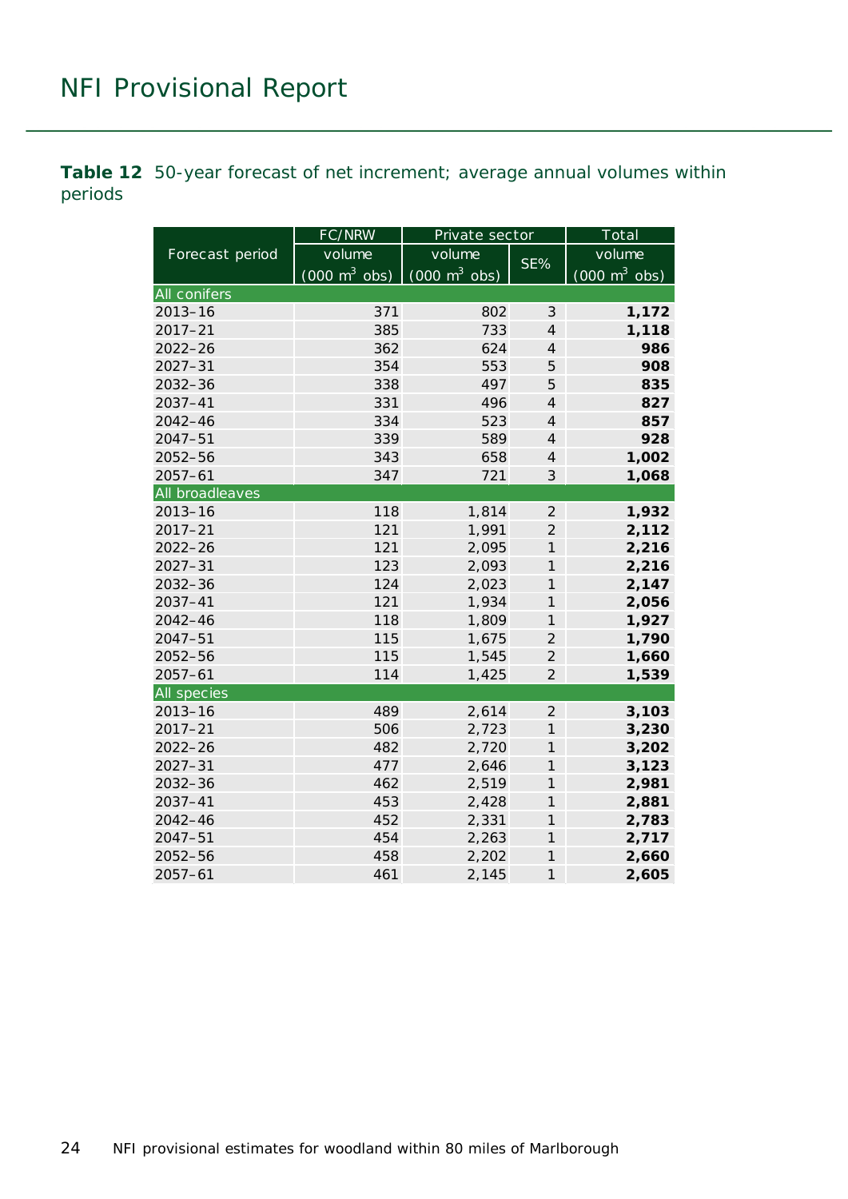**Table 12** 50-year forecast of net increment; average annual volumes within periods

| Forecast period | FC/NRW | Private sector | | Total |
|---|---|---|---|---|
| | volume (000 m$^3$ obs) | volume (000 m$^3$ obs) | SE% | volume (000 m$^3$ obs) |
| **All conifers** | | | | |
| 2013–16 | 371 | 802 | 3 | **1,172** |
| 2017–21 | 385 | 733 | 4 | **1,118** |
| 2022–26 | 362 | 624 | 4 | **986** |
| 2027–31 | 354 | 553 | 5 | **908** |
| 2032–36 | 338 | 497 | 5 | **835** |
| 2037–41 | 331 | 496 | 4 | **827** |
| 2042–46 | 334 | 523 | 4 | **857** |
| 2047–51 | 339 | 589 | 4 | **928** |
| 2052–56 | 343 | 658 | 4 | **1,002** |
| 2057–61 | 347 | 721 | 3 | **1,068** |
| **All broadleaves** | | | | |
| 2013–16 | 118 | 1,814 | 2 | **1,932** |
| 2017–21 | 121 | 1,991 | 2 | **2,112** |
| 2022–26 | 121 | 2,095 | 1 | **2,216** |
| 2027–31 | 123 | 2,093 | 1 | **2,216** |
| 2032–36 | 124 | 2,023 | 1 | **2,147** |
| 2037–41 | 121 | 1,934 | 1 | **2,056** |
| 2042–46 | 118 | 1,809 | 1 | **1,927** |
| 2047–51 | 115 | 1,675 | 2 | **1,790** |
| 2052–56 | 115 | 1,545 | 2 | **1,660** |
| 2057–61 | 114 | 1,425 | 2 | **1,539** |
| **All species** | | | | |
| 2013–16 | 489 | 2,614 | 2 | **3,103** |
| 2017–21 | 506 | 2,723 | 1 | **3,230** |
| 2022–26 | 482 | 2,720 | 1 | **3,202** |
| 2027–31 | 477 | 2,646 | 1 | **3,123** |
| 2032–36 | 462 | 2,519 | 1 | **2,981** |
| 2037–41 | 453 | 2,428 | 1 | **2,881** |
| 2042–46 | 452 | 2,331 | 1 | **2,783** |
| 2047–51 | 454 | 2,263 | 1 | **2,717** |
| 2052–56 | 458 | 2,202 | 1 | **2,660** |
| 2057–61 | 461 | 2,145 | 1 | **2,605** |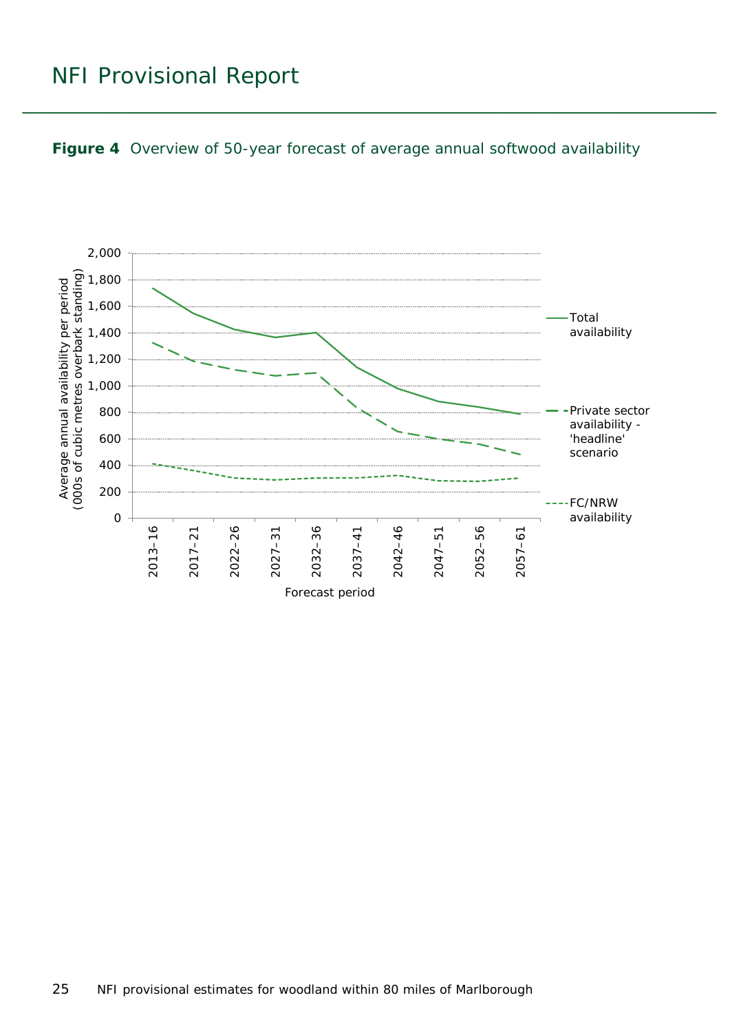**Figure 4** Overview of 50-year forecast of average annual softwood availability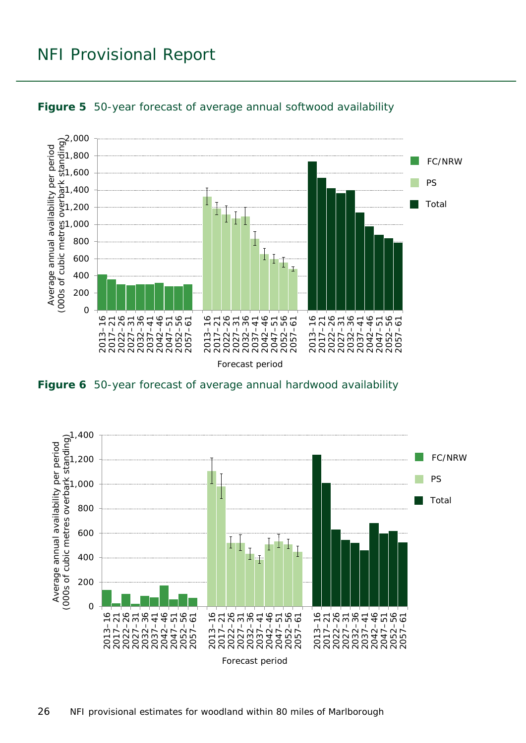**Figure 5** 50-year forecast of average annual softwood availability

**Figure 6** 50-year forecast of average annual hardwood availability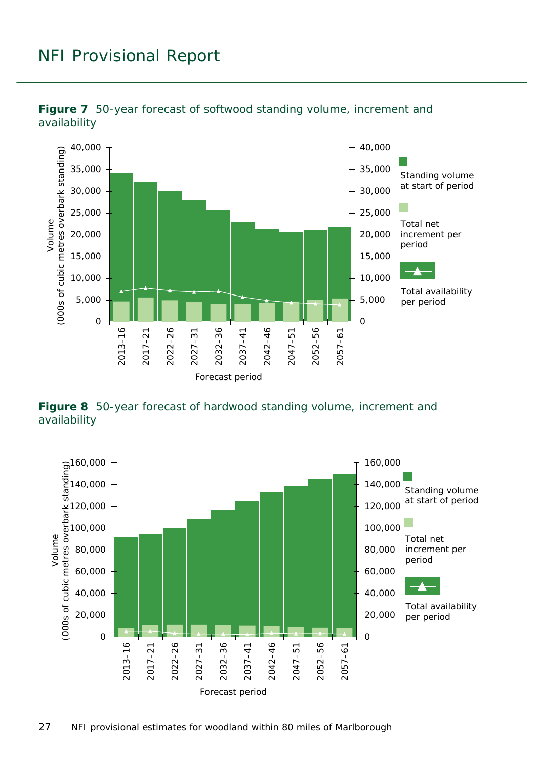**Figure 7** 50-year forecast of softwood standing volume, increment and availability

**Figure 8** 50-year forecast of hardwood standing volume, increment and availability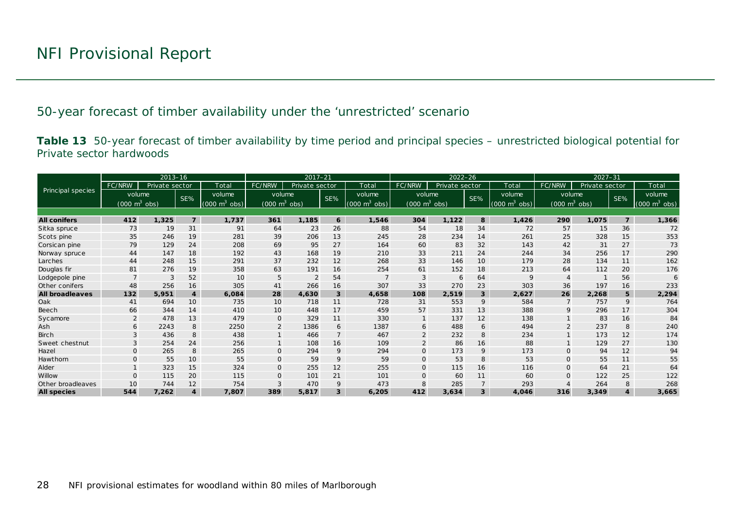## 50-year forecast of timber availability under the ‘unrestricted’ scenario

**Table 13** 50-year forecast of timber availability by time period and principal species – unrestricted biological potential for Private sector hardwoods

| Principal species | 2013–16 | | | | 2017–21 | | | | 2022–26 | | | | 2027–31 | | | |
|---|---|---|---|---|---|---|---|---|---|---|---|---|---|---|---|---|
| | FC/NRW | Private sector | | Total | FC/NRW | Private sector | | Total | FC/NRW | Private sector | | Total | FC/NRW | Private sector | | Total |
| | volume (000 $m^3$ obs) | | SE% | volume (000 $m^3$ obs) | volume (000 $m^3$ obs) | | SE% | volume (000 $m^3$ obs) | volume (000 $m^3$ obs) | | SE% | volume (000 $m^3$ obs) | volume (000 $m^3$ obs) | | SE% | volume (000 $m^3$ obs) |
| **All conifers** | **412** | **1,325** | **7** | **1,737** | **361** | **1,185** | **6** | **1,546** | **304** | **1,122** | **8** | **1,426** | **290** | **1,075** | **7** | **1,366** |
| Sitka spruce | 73 | 19 | 31 | 91 | 64 | 23 | 26 | 88 | 54 | 18 | 34 | 72 | 57 | 15 | 36 | 72 |
| Scots pine | 35 | 246 | 19 | 281 | 39 | 206 | 13 | 245 | 28 | 234 | 14 | 261 | 25 | 328 | 15 | 353 |
| Corsican pine | 79 | 129 | 24 | 208 | 69 | 95 | 27 | 164 | 60 | 83 | 32 | 143 | 42 | 31 | 27 | 73 |
| Norway spruce | 44 | 147 | 18 | 192 | 43 | 168 | 19 | 210 | 33 | 211 | 24 | 244 | 34 | 256 | 17 | 290 |
| Larches | 44 | 248 | 15 | 291 | 37 | 232 | 12 | 268 | 33 | 146 | 10 | 179 | 28 | 134 | 11 | 162 |
| Douglas fir | 81 | 276 | 19 | 358 | 63 | 191 | 16 | 254 | 61 | 152 | 18 | 213 | 64 | 112 | 20 | 176 |
| Lodgepole pine | 7 | 3 | 52 | 10 | 5 | 2 | 54 | 7 | 3 | 6 | 64 | 9 | 4 | 1 | 56 | 6 |
| Other conifers | 48 | 256 | 16 | 305 | 41 | 266 | 16 | 307 | 33 | 270 | 23 | 303 | 36 | 197 | 16 | 233 |
| **All broadleaves** | **132** | **5,951** | **4** | **6,084** | **28** | **4,630** | **3** | **4,658** | **108** | **2,519** | **3** | **2,627** | **26** | **2,268** | **5** | **2,294** |
| Oak | 41 | 694 | 10 | 735 | 10 | 718 | 11 | 728 | 31 | 553 | 9 | 584 | 7 | 757 | 9 | 764 |
| Beech | 66 | 344 | 14 | 410 | 10 | 448 | 17 | 459 | 57 | 331 | 13 | 388 | 9 | 296 | 17 | 304 |
| Sycamore | 2 | 478 | 13 | 479 | 0 | 329 | 11 | 330 | 1 | 137 | 12 | 138 | 1 | 83 | 16 | 84 |
| Ash | 6 | 2243 | 8 | 2250 | 2 | 1386 | 6 | 1387 | 6 | 488 | 6 | 494 | 2 | 237 | 8 | 240 |
| Birch | 3 | 436 | 8 | 438 | 1 | 466 | 7 | 467 | 2 | 232 | 8 | 234 | 1 | 173 | 12 | 174 |
| Sweet chestnut | 3 | 254 | 24 | 256 | 1 | 108 | 16 | 109 | 2 | 86 | 16 | 88 | 1 | 129 | 27 | 130 |
| Hazel | 0 | 265 | 8 | 265 | 0 | 294 | 9 | 294 | 0 | 173 | 9 | 173 | 0 | 94 | 12 | 94 |
| Hawthorn | 0 | 55 | 10 | 55 | 0 | 59 | 9 | 59 | 0 | 53 | 8 | 53 | 0 | 55 | 11 | 55 |
| Alder | 1 | 323 | 15 | 324 | 0 | 255 | 12 | 255 | 0 | 115 | 16 | 116 | 0 | 64 | 21 | 64 |
| Willow | 0 | 115 | 20 | 115 | 0 | 101 | 21 | 101 | 0 | 60 | 11 | 60 | 0 | 122 | 25 | 122 |
| Other broadleaves | 10 | 744 | 12 | 754 | 3 | 470 | 9 | 473 | 8 | 285 | 7 | 293 | 4 | 264 | 8 | 268 |
| **All species** | **544** | **7,262** | **4** | **7,807** | **389** | **5,817** | **3** | **6,205** | **412** | **3,634** | **3** | **4,046** | **316** | **3,349** | **4** | **3,665** |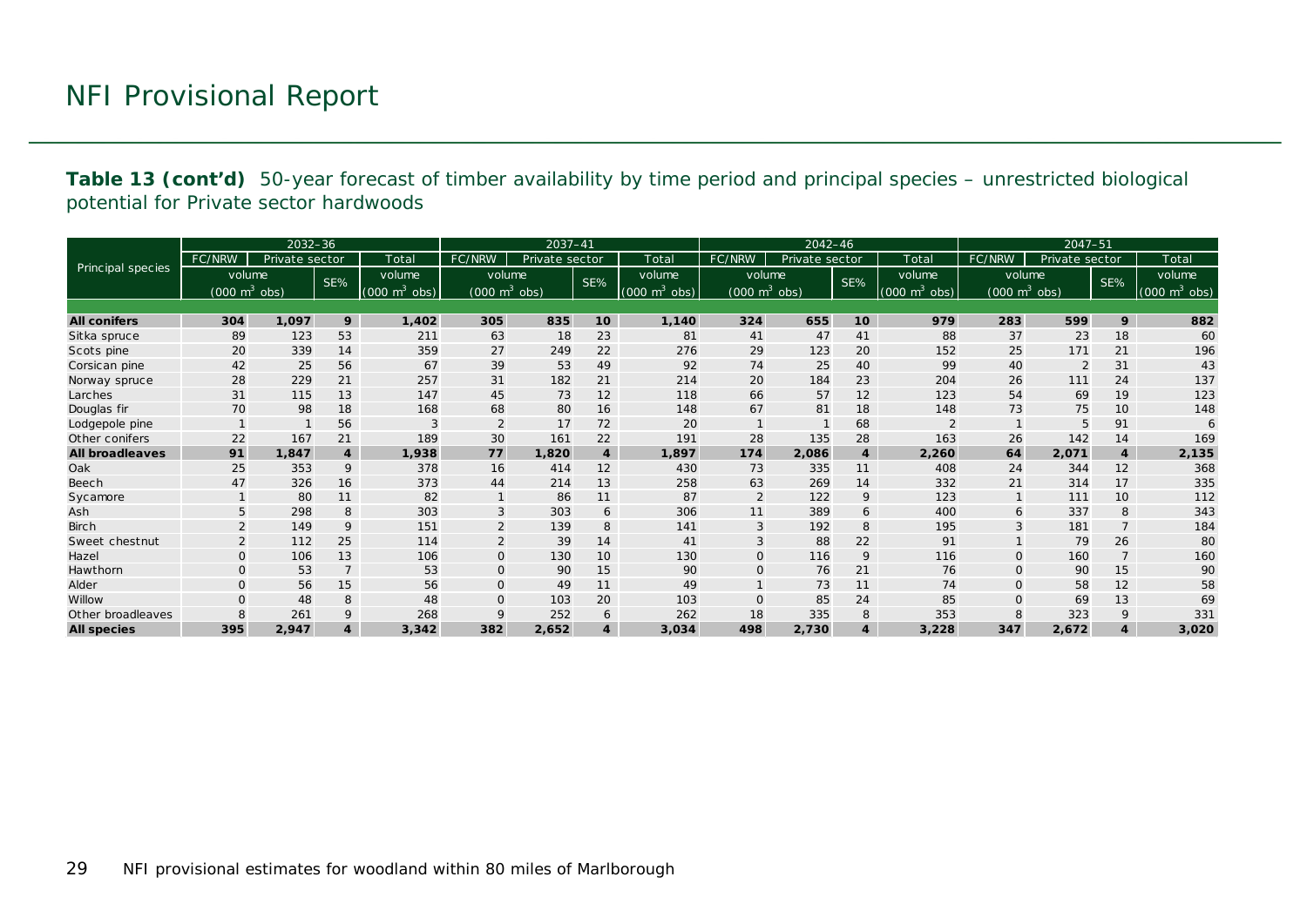# NFI Provisional Report

**Table 13 (cont'd)** 50-year forecast of timber availability by time period and principal species – unrestricted biological potential for Private sector hardwoods

| Principal species | 2032–36 | | | | 2037–41 | | | | 2042–46 | | | | 2047–51 | | | |
|---|---|---|---|---|---|---|---|---|---|---|---|---|---|---|---|---|
| | FC/NRW | Private sector | | Total | FC/NRW | Private sector | | Total | FC/NRW | Private sector | | Total | FC/NRW | Private sector | | Total |
| | volume (000 $m^3$ obs) | | SE% | volume (000 $m^3$ obs) | volume (000 $m^3$ obs) | | SE% | volume (000 $m^3$ obs) | volume (000 $m^3$ obs) | | SE% | volume (000 $m^3$ obs) | volume (000 $m^3$ obs) | | SE% | volume (000 $m^3$ obs) |
| **All conifers** | **304** | **1,097** | **9** | **1,402** | **305** | **835** | **10** | **1,140** | **324** | **655** | **10** | **979** | **283** | **599** | **9** | **882** |
| Sitka spruce | 89 | 123 | 53 | 211 | 63 | 18 | 23 | 81 | 41 | 47 | 41 | 88 | 37 | 23 | 18 | 60 |
| Scots pine | 20 | 339 | 14 | 359 | 27 | 249 | 22 | 276 | 29 | 123 | 20 | 152 | 25 | 171 | 21 | 196 |
| Corsican pine | 42 | 25 | 56 | 67 | 39 | 53 | 49 | 92 | 74 | 25 | 40 | 99 | 40 | 2 | 31 | 43 |
| Norway spruce | 28 | 229 | 21 | 257 | 31 | 182 | 21 | 214 | 20 | 184 | 23 | 204 | 26 | 111 | 24 | 137 |
| Larches | 31 | 115 | 13 | 147 | 45 | 73 | 12 | 118 | 66 | 57 | 12 | 123 | 54 | 69 | 19 | 123 |
| Douglas fir | 70 | 98 | 18 | 168 | 68 | 80 | 16 | 148 | 67 | 81 | 18 | 148 | 73 | 75 | 10 | 148 |
| Lodgepole pine | 1 | 1 | 56 | 3 | 2 | 17 | 72 | 20 | 1 | 1 | 68 | 2 | 1 | 5 | 91 | 6 |
| Other conifers | 22 | 167 | 21 | 189 | 30 | 161 | 22 | 191 | 28 | 135 | 28 | 163 | 26 | 142 | 14 | 169 |
| **All broadleaves** | **91** | **1,847** | **4** | **1,938** | **77** | **1,820** | **4** | **1,897** | **174** | **2,086** | **4** | **2,260** | **64** | **2,071** | **4** | **2,135** |
| Oak | 25 | 353 | 9 | 378 | 16 | 414 | 12 | 430 | 73 | 335 | 11 | 408 | 24 | 344 | 12 | 368 |
| Beech | 47 | 326 | 16 | 373 | 44 | 214 | 13 | 258 | 63 | 269 | 14 | 332 | 21 | 314 | 17 | 335 |
| Sycamore | 1 | 80 | 11 | 82 | 1 | 86 | 11 | 87 | 2 | 122 | 9 | 123 | 1 | 111 | 10 | 112 |
| Ash | 5 | 298 | 8 | 303 | 3 | 303 | 6 | 306 | 11 | 389 | 6 | 400 | 6 | 337 | 8 | 343 |
| Birch | 2 | 149 | 9 | 151 | 2 | 139 | 8 | 141 | 3 | 192 | 8 | 195 | 3 | 181 | 7 | 184 |
| Sweet chestnut | 2 | 112 | 25 | 114 | 2 | 39 | 14 | 41 | 3 | 88 | 22 | 91 | 1 | 79 | 26 | 80 |
| Hazel | 0 | 106 | 13 | 106 | 0 | 130 | 10 | 130 | 0 | 116 | 9 | 116 | 0 | 160 | 7 | 160 |
| Hawthorn | 0 | 53 | 7 | 53 | 0 | 90 | 15 | 90 | 0 | 76 | 21 | 76 | 0 | 90 | 15 | 90 |
| Alder | 0 | 56 | 15 | 56 | 0 | 49 | 11 | 49 | 1 | 73 | 11 | 74 | 0 | 58 | 12 | 58 |
| Willow | 0 | 48 | 8 | 48 | 0 | 103 | 20 | 103 | 0 | 85 | 24 | 85 | 0 | 69 | 13 | 69 |
| Other broadleaves | 8 | 261 | 9 | 268 | 9 | 252 | 6 | 262 | 18 | 335 | 8 | 353 | 8 | 323 | 9 | 331 |
| **All species** | **395** | **2,947** | **4** | **3,342** | **382** | **2,652** | **4** | **3,034** | **498** | **2,730** | **4** | **3,228** | **347** | **2,672** | **4** | **3,020** |

NFI provisional estimates for woodland within 80 miles of Marlborough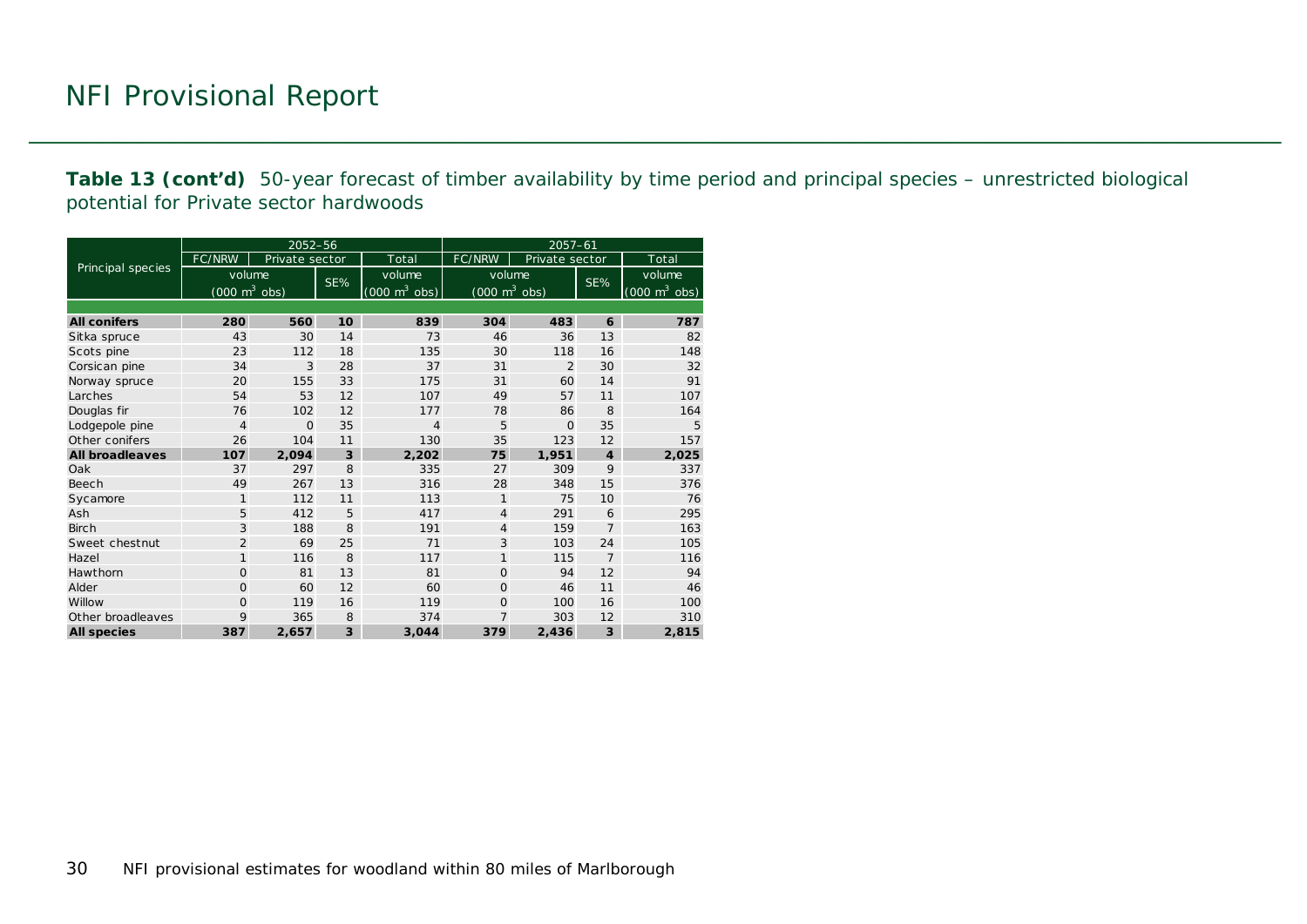**Table 13 (cont'd)** 50-year forecast of timber availability by time period and principal species – unrestricted biological potential for Private sector hardwoods

| Principal species | 2052–56 | | | | 2057–61 | | | |
|---|---|---|---|---|---|---|---|---|
| | FC/NRW | Private sector | | Total | FC/NRW | Private sector | | Total |
| | volume ($000\ m^3$ obs) | | SE% | volume ($000\ m^3$ obs) | volume ($000\ m^3$ obs) | | SE% | volume ($000\ m^3$ obs) |
| **All conifers** | **280** | **560** | **10** | **839** | **304** | **483** | **6** | **787** |
| Sitka spruce | 43 | 30 | 14 | 73 | 46 | 36 | 13 | 82 |
| Scots pine | 23 | 112 | 18 | 135 | 30 | 118 | 16 | 148 |
| Corsican pine | 34 | 3 | 28 | 37 | 31 | 2 | 30 | 32 |
| Norway spruce | 20 | 155 | 33 | 175 | 31 | 60 | 14 | 91 |
| Larches | 54 | 53 | 12 | 107 | 49 | 57 | 11 | 107 |
| Douglas fir | 76 | 102 | 12 | 177 | 78 | 86 | 8 | 164 |
| Lodgepole pine | 4 | 0 | 35 | 4 | 5 | 0 | 35 | 5 |
| Other conifers | 26 | 104 | 11 | 130 | 35 | 123 | 12 | 157 |
| **All broadleaves** | **107** | **2,094** | **3** | **2,202** | **75** | **1,951** | **4** | **2,025** |
| Oak | 37 | 297 | 8 | 335 | 27 | 309 | 9 | 337 |
| Beech | 49 | 267 | 13 | 316 | 28 | 348 | 15 | 376 |
| Sycamore | 1 | 112 | 11 | 113 | 1 | 75 | 10 | 76 |
| Ash | 5 | 412 | 5 | 417 | 4 | 291 | 6 | 295 |
| Birch | 3 | 188 | 8 | 191 | 4 | 159 | 7 | 163 |
| Sweet chestnut | 2 | 69 | 25 | 71 | 3 | 103 | 24 | 105 |
| Hazel | 1 | 116 | 8 | 117 | 1 | 115 | 7 | 116 |
| Hawthorn | 0 | 81 | 13 | 81 | 0 | 94 | 12 | 94 |
| Alder | 0 | 60 | 12 | 60 | 0 | 46 | 11 | 46 |
| Willow | 0 | 119 | 16 | 119 | 0 | 100 | 16 | 100 |
| Other broadleaves | 9 | 365 | 8 | 374 | 7 | 303 | 12 | 310 |
| **All species** | **387** | **2,657** | **3** | **3,044** | **379** | **2,436** | **3** | **2,815** |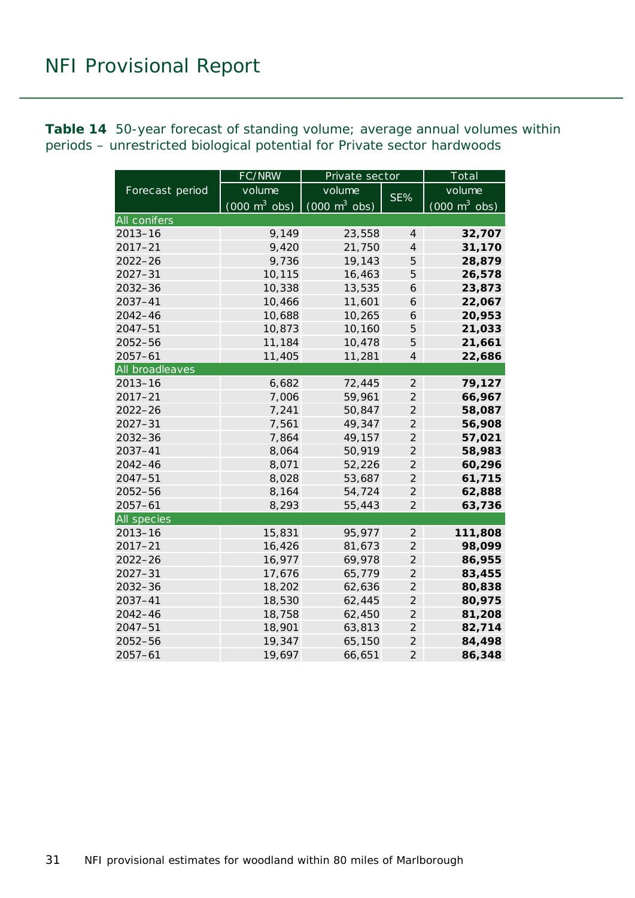**Table 14** 50-year forecast of standing volume; average annual volumes within periods – unrestricted biological potential for Private sector hardwoods

| Forecast period | FC/NRW | Private sector | | Total |
|---|---|---|---|---|
| | volume (000 $m^3$ obs) | volume (000 $m^3$ obs) | SE% | volume (000 $m^3$ obs) |
| **All conifers** | | | | |
| 2013–16 | 9,149 | 23,558 | 4 | **32,707** |
| 2017–21 | 9,420 | 21,750 | 4 | **31,170** |
| 2022–26 | 9,736 | 19,143 | 5 | **28,879** |
| 2027–31 | 10,115 | 16,463 | 5 | **26,578** |
| 2032–36 | 10,338 | 13,535 | 6 | **23,873** |
| 2037–41 | 10,466 | 11,601 | 6 | **22,067** |
| 2042–46 | 10,688 | 10,265 | 6 | **20,953** |
| 2047–51 | 10,873 | 10,160 | 5 | **21,033** |
| 2052–56 | 11,184 | 10,478 | 5 | **21,661** |
| 2057–61 | 11,405 | 11,281 | 4 | **22,686** |
| **All broadleaves** | | | | |
| 2013–16 | 6,682 | 72,445 | 2 | **79,127** |
| 2017–21 | 7,006 | 59,961 | 2 | **66,967** |
| 2022–26 | 7,241 | 50,847 | 2 | **58,087** |
| 2027–31 | 7,561 | 49,347 | 2 | **56,908** |
| 2032–36 | 7,864 | 49,157 | 2 | **57,021** |
| 2037–41 | 8,064 | 50,919 | 2 | **58,983** |
| 2042–46 | 8,071 | 52,226 | 2 | **60,296** |
| 2047–51 | 8,028 | 53,687 | 2 | **61,715** |
| 2052–56 | 8,164 | 54,724 | 2 | **62,888** |
| 2057–61 | 8,293 | 55,443 | 2 | **63,736** |
| **All species** | | | | |
| 2013–16 | 15,831 | 95,977 | 2 | **111,808** |
| 2017–21 | 16,426 | 81,673 | 2 | **98,099** |
| 2022–26 | 16,977 | 69,978 | 2 | **86,955** |
| 2027–31 | 17,676 | 65,779 | 2 | **83,455** |
| 2032–36 | 18,202 | 62,636 | 2 | **80,838** |
| 2037–41 | 18,530 | 62,445 | 2 | **80,975** |
| 2042–46 | 18,758 | 62,450 | 2 | **81,208** |
| 2047–51 | 18,901 | 63,813 | 2 | **82,714** |
| 2052–56 | 19,347 | 65,150 | 2 | **84,498** |
| 2057–61 | 19,697 | 66,651 | 2 | **86,348** |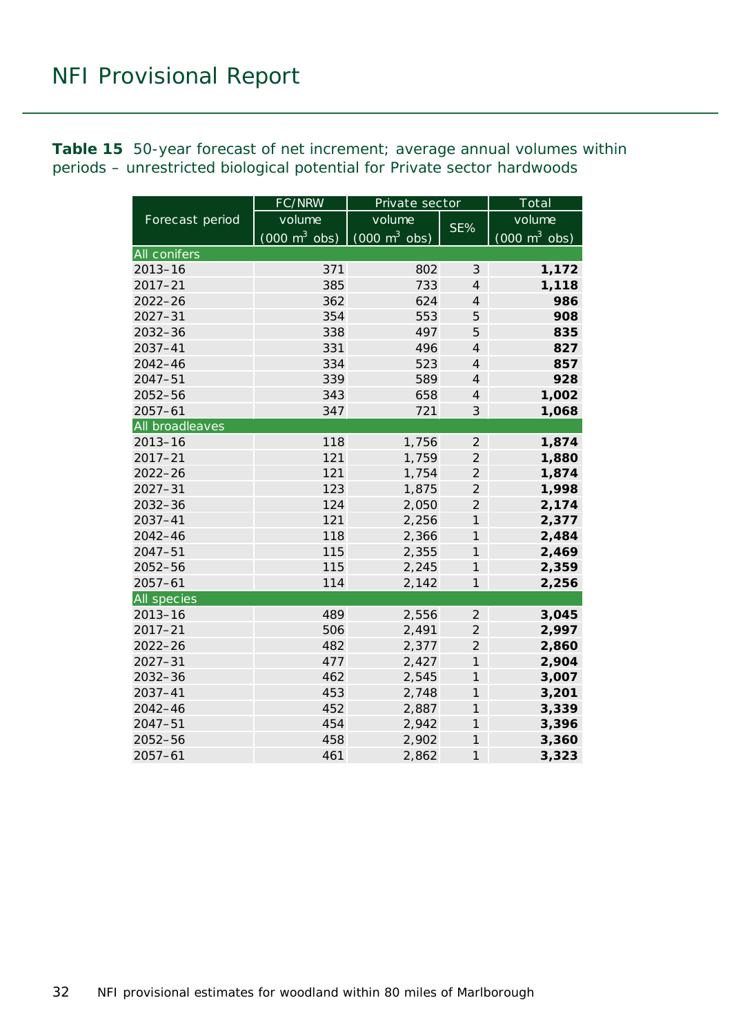**Table 15** 50-year forecast of net increment; average annual volumes within periods – unrestricted biological potential for Private sector hardwoods

| Forecast period | FC/NRW | Private sector | | Total |
|---|---|---|---|---|
| | volume (000 $m^3$ obs) | volume (000 $m^3$ obs) | SE% | volume (000 $m^3$ obs) |
| **All conifers** | | | | |
| 2013–16 | 371 | 802 | 3 | **1,172** |
| 2017–21 | 385 | 733 | 4 | **1,118** |
| 2022–26 | 362 | 624 | 4 | **986** |
| 2027–31 | 354 | 553 | 5 | **908** |
| 2032–36 | 338 | 497 | 5 | **835** |
| 2037–41 | 331 | 496 | 4 | **827** |
| 2042–46 | 334 | 523 | 4 | **857** |
| 2047–51 | 339 | 589 | 4 | **928** |
| 2052–56 | 343 | 658 | 4 | **1,002** |
| 2057–61 | 347 | 721 | 3 | **1,068** |
| **All broadleaves** | | | | |
| 2013–16 | 118 | 1,756 | 2 | **1,874** |
| 2017–21 | 121 | 1,759 | 2 | **1,880** |
| 2022–26 | 121 | 1,754 | 2 | **1,874** |
| 2027–31 | 123 | 1,875 | 2 | **1,998** |
| 2032–36 | 124 | 2,050 | 2 | **2,174** |
| 2037–41 | 121 | 2,256 | 1 | **2,377** |
| 2042–46 | 118 | 2,366 | 1 | **2,484** |
| 2047–51 | 115 | 2,355 | 1 | **2,469** |
| 2052–56 | 115 | 2,245 | 1 | **2,359** |
| 2057–61 | 114 | 2,142 | 1 | **2,256** |
| **All species** | | | | |
| 2013–16 | 489 | 2,556 | 2 | **3,045** |
| 2017–21 | 506 | 2,491 | 2 | **2,997** |
| 2022–26 | 482 | 2,377 | 2 | **2,860** |
| 2027–31 | 477 | 2,427 | 1 | **2,904** |
| 2032–36 | 462 | 2,545 | 1 | **3,007** |
| 2037–41 | 453 | 2,748 | 1 | **3,201** |
| 2042–46 | 452 | 2,887 | 1 | **3,339** |
| 2047–51 | 454 | 2,942 | 1 | **3,396** |
| 2052–56 | 458 | 2,902 | 1 | **3,360** |
| 2057–61 | 461 | 2,862 | 1 | **3,323** |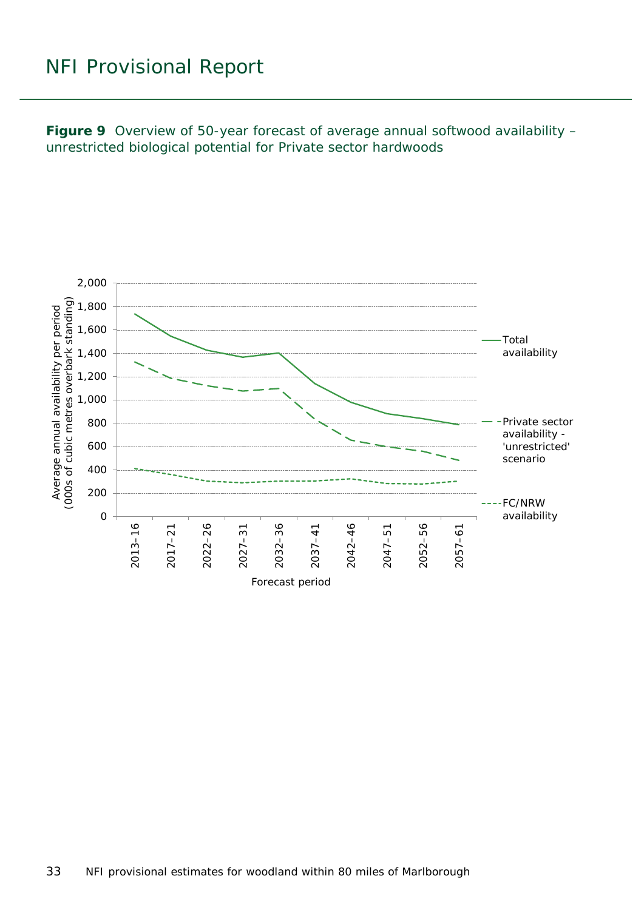**Figure 9** Overview of 50-year forecast of average annual softwood availability – unrestricted biological potential for Private sector hardwoods

Average annual availability per period (000s of cubic metres overbark standing)

2,000
1,800
1,600
1,400
1,200
1,000
800
600
400
200
0

2013–16 2017–21 2022–26 2027–31 2032–36 2037–41 2042–46 2047–51 2052–56 2057–61

Forecast period

Total availability

Private sector availability - 'unrestricted' scenario

FC/NRW availability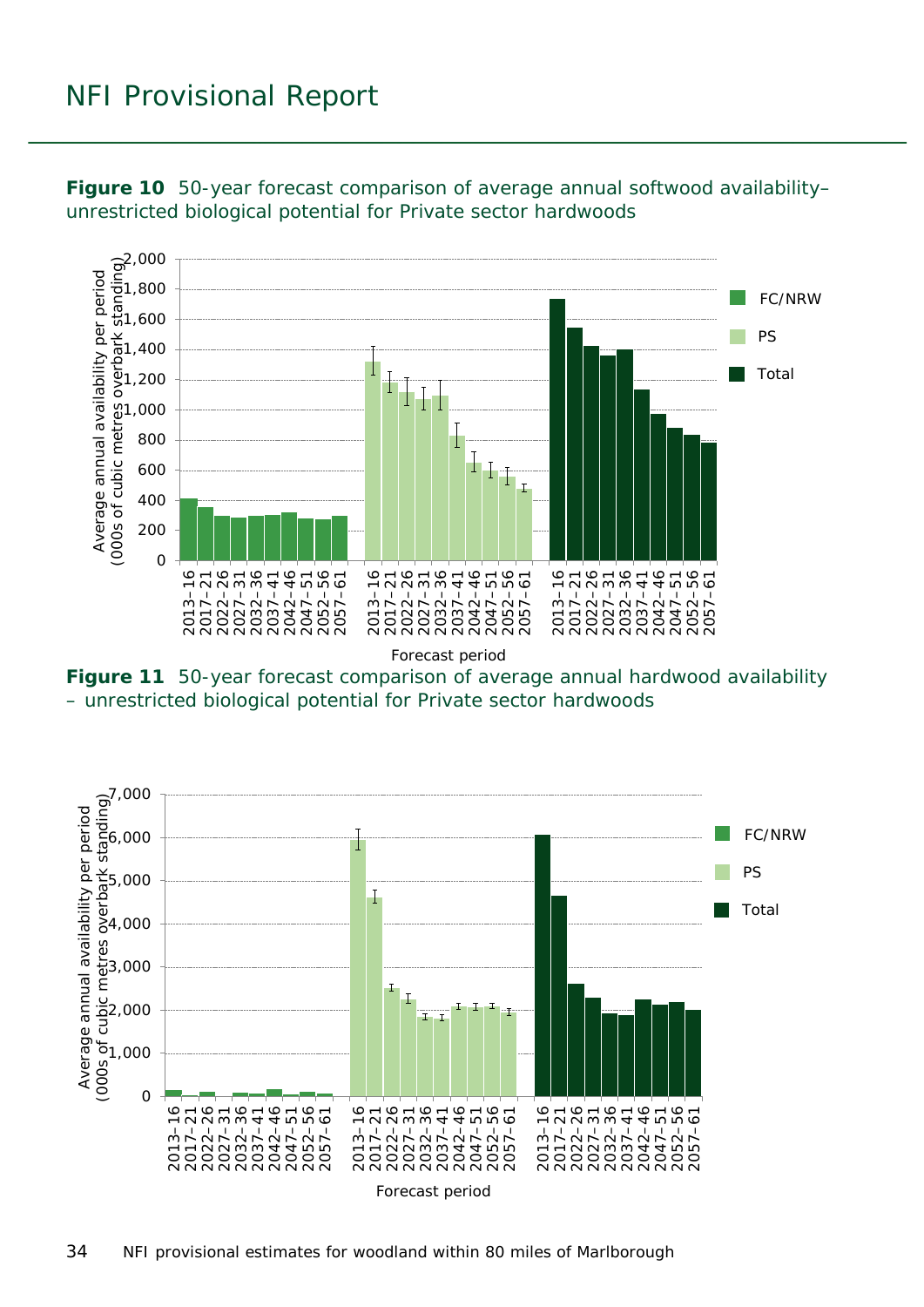**Figure 10** 50-year forecast comparison of average annual softwood availability–unrestricted biological potential for Private sector hardwoods

**Figure 11** 50-year forecast comparison of average annual hardwood availability – unrestricted biological potential for Private sector hardwoods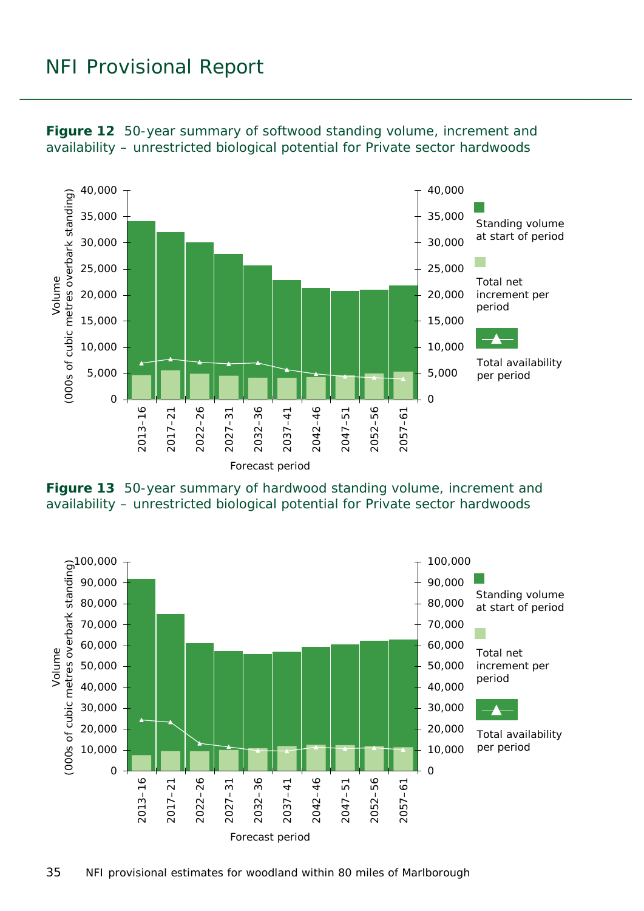# NFI Provisional Report

**Figure 12** 50-year summary of softwood standing volume, increment and availability – unrestricted biological potential for Private sector hardwoods

**Figure 13** 50-year summary of hardwood standing volume, increment and availability – unrestricted biological potential for Private sector hardwoods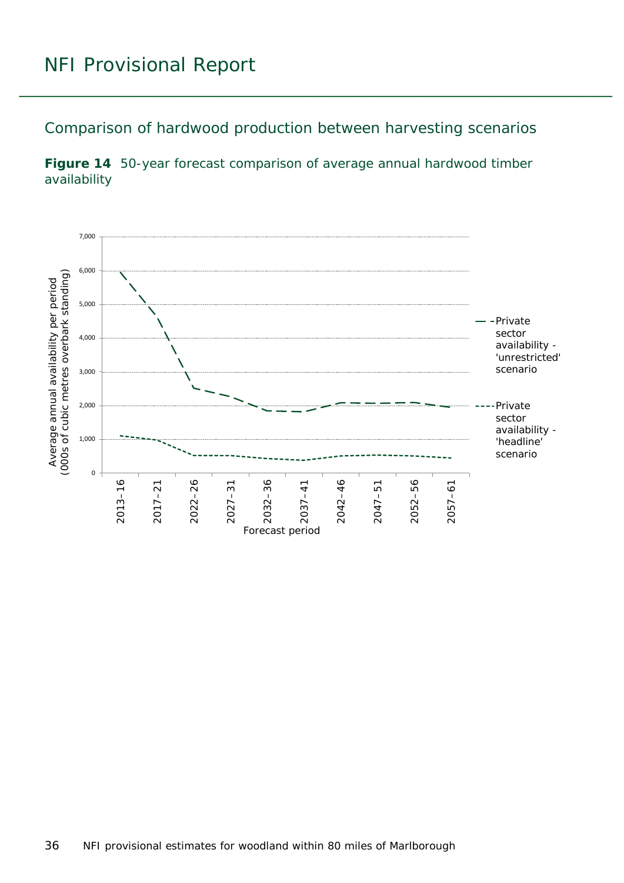# NFI Provisional Report

## Comparison of hardwood production between harvesting scenarios

**Figure 14** 50-year forecast comparison of average annual hardwood timber availability

Average annual availability per period (000s of cubic metres overbark standing)

7,000
6,000
5,000
4,000
3,000
2,000
1,000
0

2013–16 | 2017–21 | 2022–26 | 2027–31 | 2032–36 | 2037–41 | 2042–46 | 2047–51 | 2052–56 | 2057–61

Forecast period

— – Private sector availability - 'unrestricted' scenario

---- Private sector availability - 'headline' scenario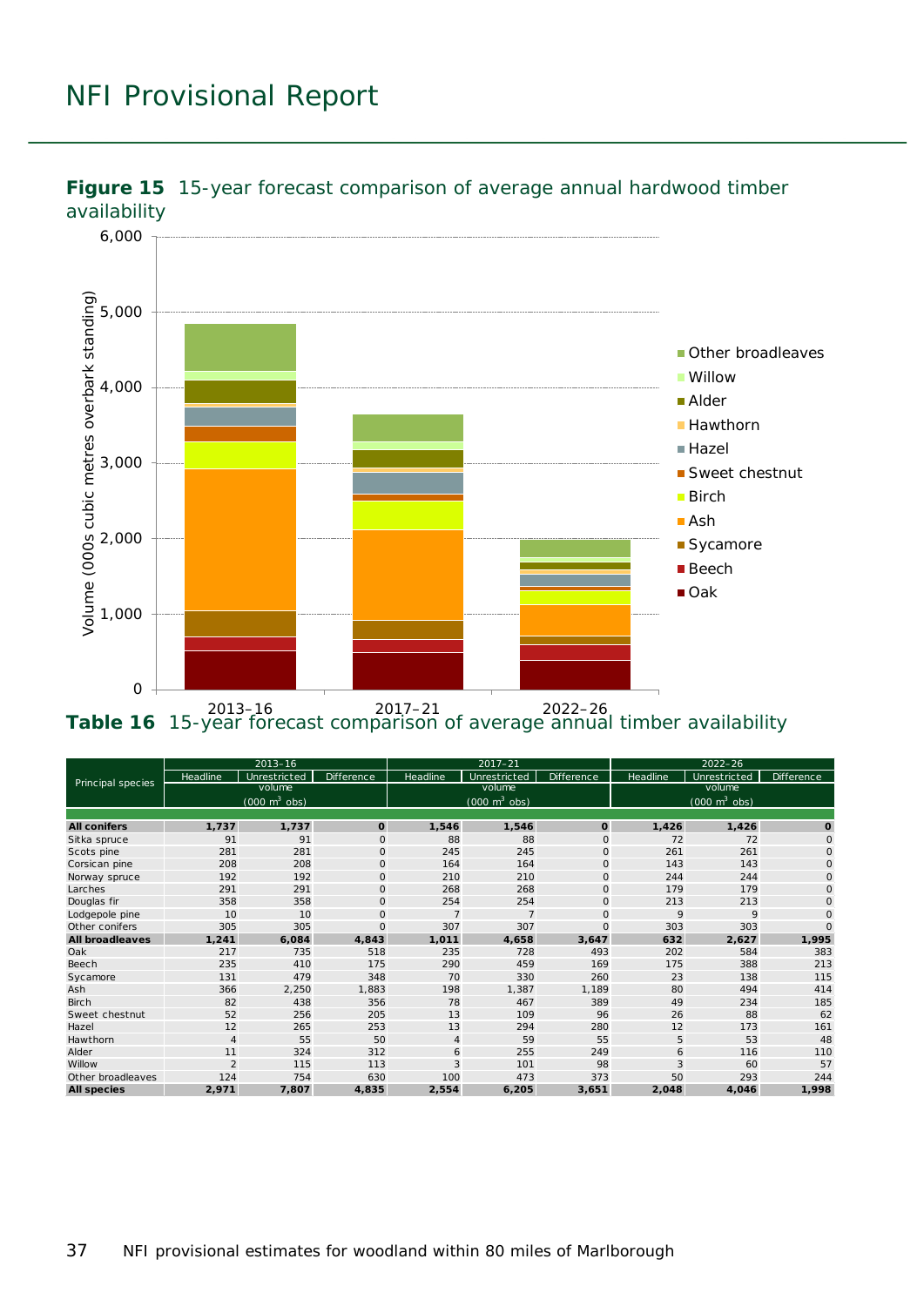**Figure 15** 15-year forecast comparison of average annual hardwood timber availability

**Table 16** 15-year forecast comparison of average annual timber availability

| Principal species | 2013–16 Headline | 2013–16 Unrestricted | 2013–16 Difference | 2017–21 Headline | 2017–21 Unrestricted | 2017–21 Difference | 2022–26 Headline | 2022–26 Unrestricted | 2022–26 Difference |
|---|---|---|---|---|---|---|---|---|---|
| | volume (000 $m^3$ obs) | | | volume (000 $m^3$ obs) | | | volume (000 $m^3$ obs) | | |
| **All conifers** | **1,737** | **1,737** | **0** | **1,546** | **1,546** | **0** | **1,426** | **1,426** | **0** |
| Sitka spruce | 91 | 91 | 0 | 88 | 88 | 0 | 72 | 72 | 0 |
| Scots pine | 281 | 281 | 0 | 245 | 245 | 0 | 261 | 261 | 0 |
| Corsican pine | 208 | 208 | 0 | 164 | 164 | 0 | 143 | 143 | 0 |
| Norway spruce | 192 | 192 | 0 | 210 | 210 | 0 | 244 | 244 | 0 |
| Larches | 291 | 291 | 0 | 268 | 268 | 0 | 179 | 179 | 0 |
| Douglas fir | 358 | 358 | 0 | 254 | 254 | 0 | 213 | 213 | 0 |
| Lodgepole pine | 10 | 10 | 0 | 7 | 7 | 0 | 9 | 9 | 0 |
| Other conifers | 305 | 305 | 0 | 307 | 307 | 0 | 303 | 303 | 0 |
| **All broadleaves** | **1,241** | **6,084** | **4,843** | **1,011** | **4,658** | **3,647** | **632** | **2,627** | **1,995** |
| Oak | 217 | 735 | 518 | 235 | 728 | 493 | 202 | 584 | 383 |
| Beech | 235 | 410 | 175 | 290 | 459 | 169 | 175 | 388 | 213 |
| Sycamore | 131 | 479 | 348 | 70 | 330 | 260 | 23 | 138 | 115 |
| Ash | 366 | 2,250 | 1,883 | 198 | 1,387 | 1,189 | 80 | 494 | 414 |
| Birch | 82 | 438 | 356 | 78 | 467 | 389 | 49 | 234 | 185 |
| Sweet chestnut | 52 | 256 | 205 | 13 | 109 | 96 | 26 | 88 | 62 |
| Hazel | 12 | 265 | 253 | 13 | 294 | 280 | 12 | 173 | 161 |
| Hawthorn | 4 | 55 | 50 | 4 | 59 | 55 | 5 | 53 | 48 |
| Alder | 11 | 324 | 312 | 6 | 255 | 249 | 6 | 116 | 110 |
| Willow | 2 | 115 | 113 | 3 | 101 | 98 | 3 | 60 | 57 |
| Other broadleaves | 124 | 754 | 630 | 100 | 473 | 373 | 50 | 293 | 244 |
| **All species** | **2,971** | **7,807** | **4,835** | **2,554** | **6,205** | **3,651** | **2,048** | **4,046** | **1,998** |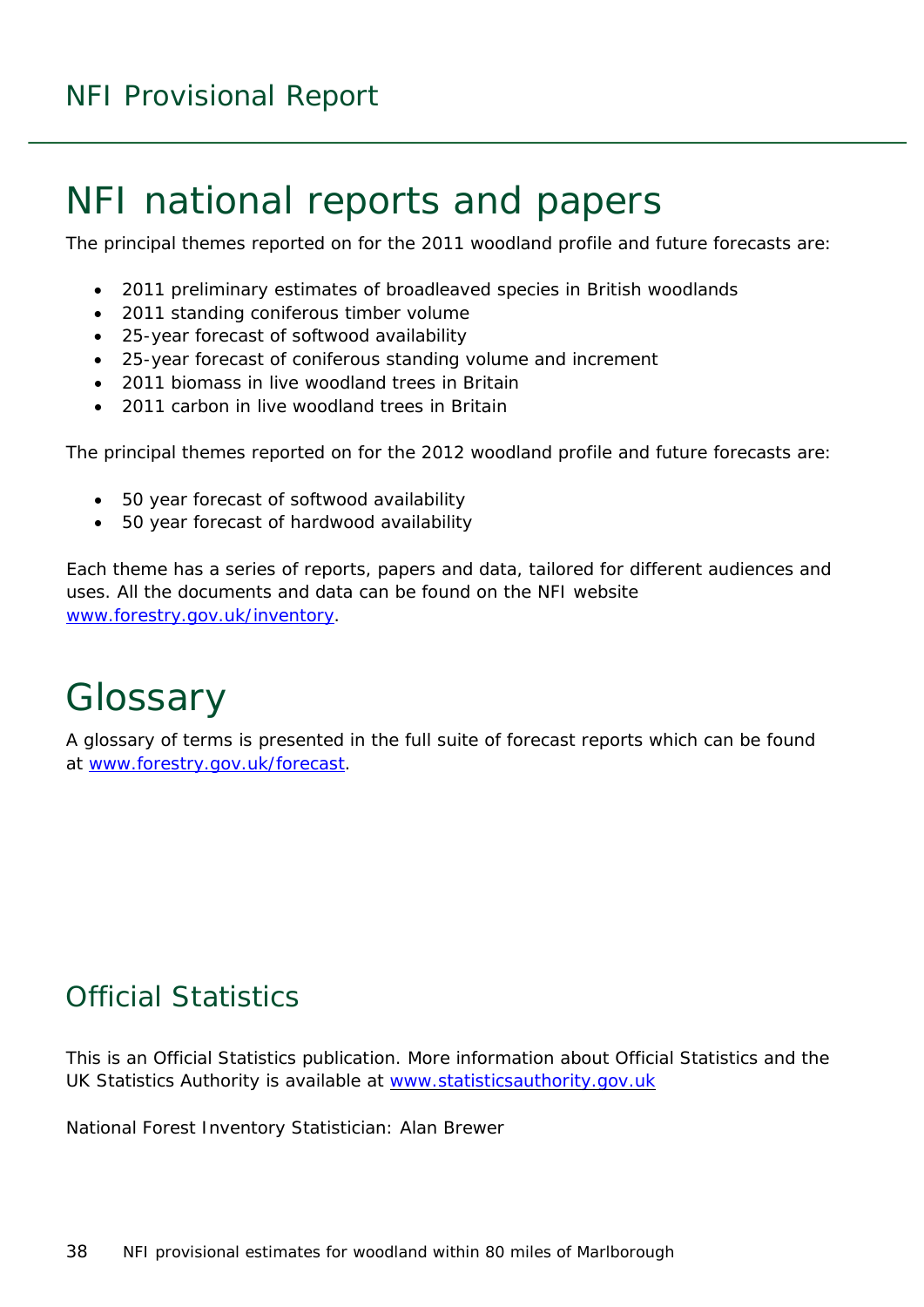# NFI national reports and papers

The principal themes reported on for the 2011 woodland profile and future forecasts are:

- 2011 preliminary estimates of broadleaved species in British woodlands
- 2011 standing coniferous timber volume
- 25-year forecast of softwood availability
- 25-year forecast of coniferous standing volume and increment
- 2011 biomass in live woodland trees in Britain
- 2011 carbon in live woodland trees in Britain

The principal themes reported on for the 2012 woodland profile and future forecasts are:

- 50 year forecast of softwood availability
- 50 year forecast of hardwood availability

Each theme has a series of reports, papers and data, tailored for different audiences and uses. All the documents and data can be found on the NFI website www.forestry.gov.uk/inventory.

# Glossary

A glossary of terms is presented in the full suite of forecast reports which can be found at www.forestry.gov.uk/forecast.

## Official Statistics

This is an Official Statistics publication. More information about Official Statistics and the UK Statistics Authority is available at www.statisticsauthority.gov.uk

National Forest Inventory Statistician: Alan Brewer